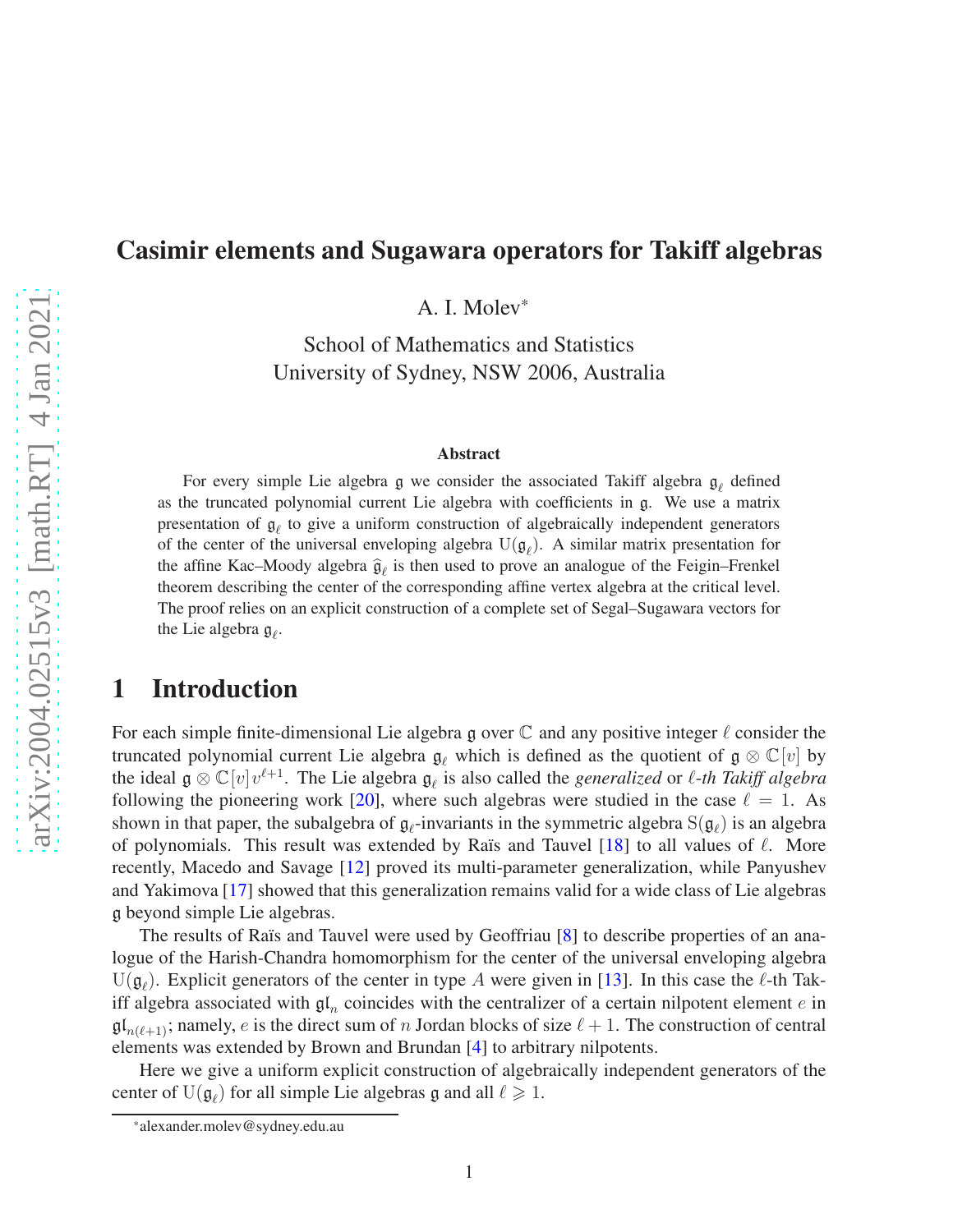# Casimir elements and Sugawara operators for Takiff algebras

A. I. Molev[*]

School of Mathematics and Statistics
University of Sydney, NSW 2006, Australia

### Abstract

For every simple Lie algebra $\mathfrak{g}$ we consider the associated Takiff algebra $\mathfrak{g}_\ell$ defined as the truncated polynomial current Lie algebra with coefficients in $\mathfrak{g}$. We use a matrix presentation of $\mathfrak{g}_\ell$ to give a uniform construction of algebraically independent generators of the center of the universal enveloping algebra $\mathrm{U}(\mathfrak{g}_\ell)$. A similar matrix presentation for the affine Kac–Moody algebra $\widehat{\mathfrak{g}}_\ell$ is then used to prove an analogue of the Feigin–Frenkel theorem describing the center of the corresponding affine vertex algebra at the critical level. The proof relies on an explicit construction of a complete set of Segal–Sugawara vectors for the Lie algebra $\mathfrak{g}_\ell$.

## 1 Introduction

For each simple finite-dimensional Lie algebra $\mathfrak{g}$ over $\mathbb{C}$ and any positive integer $\ell$ consider the truncated polynomial current Lie algebra $\mathfrak{g}_\ell$ which is defined as the quotient of $\mathfrak{g} \otimes \mathbb{C}[v]$ by the ideal $\mathfrak{g} \otimes \mathbb{C}[v]v^{\ell+1}$. The Lie algebra $\mathfrak{g}_\ell$ is also called the *generalized* or *$\ell$-th Takiff algebra* following the pioneering work [20], where such algebras were studied in the case $\ell = 1$. As shown in that paper, the subalgebra of $\mathfrak{g}_\ell$-invariants in the symmetric algebra $\mathrm{S}(\mathfrak{g}_\ell)$ is an algebra of polynomials. This result was extended by Raïs and Tauvel [18] to all values of $\ell$. More recently, Macedo and Savage [12] proved its multi-parameter generalization, while Panyushev and Yakimova [17] showed that this generalization remains valid for a wide class of Lie algebras $\mathfrak{g}$ beyond simple Lie algebras.

The results of Raïs and Tauvel were used by Geoffriau [8] to describe properties of an analogue of the Harish-Chandra homomorphism for the center of the universal enveloping algebra $\mathrm{U}(\mathfrak{g}_\ell)$. Explicit generators of the center in type $A$ were given in [13]. In this case the $\ell$-th Takiff algebra associated with $\mathfrak{gl}_n$ coincides with the centralizer of a certain nilpotent element $e$ in $\mathfrak{gl}_{n(\ell+1)}$; namely, $e$ is the direct sum of $n$ Jordan blocks of size $\ell + 1$. The construction of central elements was extended by Brown and Brundan [4] to arbitrary nilpotents.

Here we give a uniform explicit construction of algebraically independent generators of the center of $\mathrm{U}(\mathfrak{g}_\ell)$ for all simple Lie algebras $\mathfrak{g}$ and all $\ell \geqslant 1$.

[*]alexander.molev@sydney.edu.au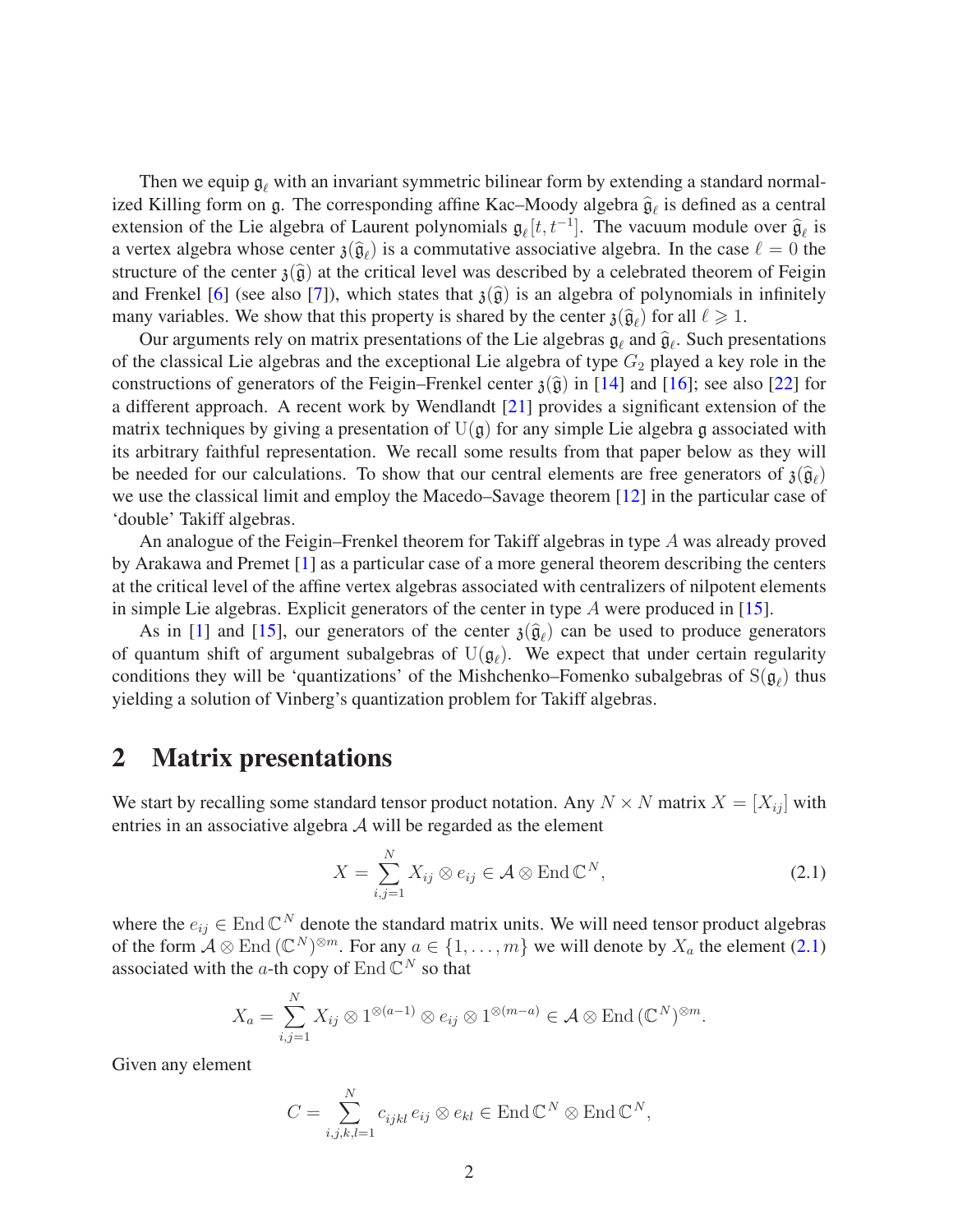Then we equip $\mathfrak{g}_\ell$ with an invariant symmetric bilinear form by extending a standard normalized Killing form on $\mathfrak{g}$. The corresponding affine Kac–Moody algebra $\widehat{\mathfrak{g}}_\ell$ is defined as a central extension of the Lie algebra of Laurent polynomials $\mathfrak{g}_\ell[t, t^{-1}]$. The vacuum module over $\widehat{\mathfrak{g}}_\ell$ is a vertex algebra whose center $\mathfrak{z}(\widehat{\mathfrak{g}}_\ell)$ is a commutative associative algebra. In the case $\ell = 0$ the structure of the center $\mathfrak{z}(\widehat{\mathfrak{g}})$ at the critical level was described by a celebrated theorem of Feigin and Frenkel [6] (see also [7]), which states that $\mathfrak{z}(\widehat{\mathfrak{g}})$ is an algebra of polynomials in infinitely many variables. We show that this property is shared by the center $\mathfrak{z}(\widehat{\mathfrak{g}}_\ell)$ for all $\ell \geqslant 1$.

Our arguments rely on matrix presentations of the Lie algebras $\mathfrak{g}_\ell$ and $\widehat{\mathfrak{g}}_\ell$. Such presentations of the classical Lie algebras and the exceptional Lie algebra of type $G_2$ played a key role in the constructions of generators of the Feigin–Frenkel center $\mathfrak{z}(\widehat{\mathfrak{g}})$ in [14] and [16]; see also [22] for a different approach. A recent work by Wendlandt [21] provides a significant extension of the matrix techniques by giving a presentation of $\mathrm{U}(\mathfrak{g})$ for any simple Lie algebra $\mathfrak{g}$ associated with its arbitrary faithful representation. We recall some results from that paper below as they will be needed for our calculations. To show that our central elements are free generators of $\mathfrak{z}(\widehat{\mathfrak{g}}_\ell)$ we use the classical limit and employ the Macedo–Savage theorem [12] in the particular case of 'double' Takiff algebras.

An analogue of the Feigin–Frenkel theorem for Takiff algebras in type $A$ was already proved by Arakawa and Premet [1] as a particular case of a more general theorem describing the centers at the critical level of the affine vertex algebras associated with centralizers of nilpotent elements in simple Lie algebras. Explicit generators of the center in type $A$ were produced in [15].

As in [1] and [15], our generators of the center $\mathfrak{z}(\widehat{\mathfrak{g}}_\ell)$ can be used to produce generators of quantum shift of argument subalgebras of $\mathrm{U}(\mathfrak{g}_\ell)$. We expect that under certain regularity conditions they will be 'quantizations' of the Mishchenko–Fomenko subalgebras of $\mathrm{S}(\mathfrak{g}_\ell)$ thus yielding a solution of Vinberg's quantization problem for Takiff algebras.

## 2 Matrix presentations

We start by recalling some standard tensor product notation. Any $N \times N$ matrix $X = [X_{ij}]$ with entries in an associative algebra $\mathcal{A}$ will be regarded as the element

$$X = \sum_{i,j=1}^{N} X_{ij} \otimes e_{ij} \in \mathcal{A} \otimes \mathrm{End}\,\mathbb{C}^N, \tag{2.1}$$

where the $e_{ij} \in \mathrm{End}\,\mathbb{C}^N$ denote the standard matrix units. We will need tensor product algebras of the form $\mathcal{A} \otimes \mathrm{End}\,(\mathbb{C}^N)^{\otimes m}$. For any $a \in \{1, \dots, m\}$ we will denote by $X_a$ the element (2.1) associated with the $a$-th copy of $\mathrm{End}\,\mathbb{C}^N$ so that

$$X_a = \sum_{i,j=1}^{N} X_{ij} \otimes 1^{\otimes(a-1)} \otimes e_{ij} \otimes 1^{\otimes(m-a)} \in \mathcal{A} \otimes \mathrm{End}\,(\mathbb{C}^N)^{\otimes m}.$$

Given any element

$$C = \sum_{i,j,k,l=1}^{N} c_{ijkl}\, e_{ij} \otimes e_{kl} \in \mathrm{End}\,\mathbb{C}^N \otimes \mathrm{End}\,\mathbb{C}^N,$$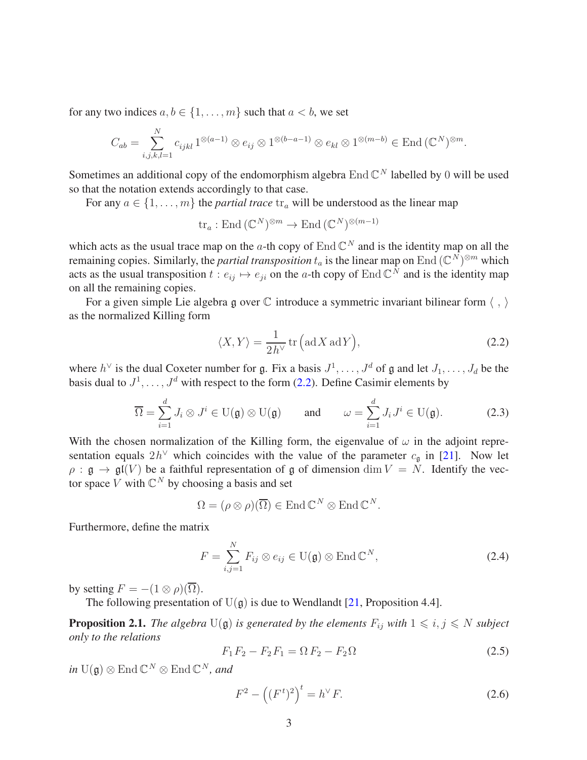for any two indices $a, b \in \{1, \dots, m\}$ such that $a < b$, we set

$$C_{ab} = \sum_{i,j,k,l=1}^{N} c_{ijkl}\, 1^{\otimes(a-1)} \otimes e_{ij} \otimes 1^{\otimes(b-a-1)} \otimes e_{kl} \otimes 1^{\otimes(m-b)} \in \mathrm{End}\,(\mathbb{C}^N)^{\otimes m}.$$

Sometimes an additional copy of the endomorphism algebra $\mathrm{End}\,\mathbb{C}^N$ labelled by $0$ will be used so that the notation extends accordingly to that case.

For any $a \in \{1, \dots, m\}$ the *partial trace* $\mathrm{tr}_a$ will be understood as the linear map

$$\mathrm{tr}_a : \mathrm{End}\,(\mathbb{C}^N)^{\otimes m} \to \mathrm{End}\,(\mathbb{C}^N)^{\otimes(m-1)}$$

which acts as the usual trace map on the $a$-th copy of $\mathrm{End}\,\mathbb{C}^N$ and is the identity map on all the remaining copies. Similarly, the *partial transposition* $t_a$ is the linear map on $\mathrm{End}\,(\mathbb{C}^N)^{\otimes m}$ which acts as the usual transposition $t : e_{ij} \mapsto e_{ji}$ on the $a$-th copy of $\mathrm{End}\,\mathbb{C}^N$ and is the identity map on all the remaining copies.

For a given simple Lie algebra $\mathfrak{g}$ over $\mathbb{C}$ introduce a symmetric invariant bilinear form $\langle\ ,\ \rangle$ as the normalized Killing form

$$\langle X, Y\rangle = \frac{1}{2h^{\vee}}\,\mathrm{tr}\Big(\mathrm{ad}X\,\mathrm{ad}Y\Big), \tag{2.2}$$

where $h^{\vee}$ is the dual Coxeter number for $\mathfrak{g}$. Fix a basis $J^1, \dots, J^d$ of $\mathfrak{g}$ and let $J_1, \dots, J_d$ be the basis dual to $J^1, \dots, J^d$ with respect to the form (2.2). Define Casimir elements by

$$\overline{\Omega} = \sum_{i=1}^{d} J_i \otimes J^i \in \mathrm{U}(\mathfrak{g}) \otimes \mathrm{U}(\mathfrak{g}) \qquad \text{and} \qquad \omega = \sum_{i=1}^{d} J_i J^i \in \mathrm{U}(\mathfrak{g}). \tag{2.3}$$

With the chosen normalization of the Killing form, the eigenvalue of $\omega$ in the adjoint representation equals $2h^{\vee}$ which coincides with the value of the parameter $c_{\mathfrak{g}}$ in [21]. Now let $\rho : \mathfrak{g} \to \mathfrak{gl}(V)$ be a faithful representation of $\mathfrak{g}$ of dimension $\dim V = N$. Identify the vector space $V$ with $\mathbb{C}^N$ by choosing a basis and set

$$\Omega = (\rho \otimes \rho)(\overline{\Omega}) \in \mathrm{End}\,\mathbb{C}^N \otimes \mathrm{End}\,\mathbb{C}^N.$$

Furthermore, define the matrix

$$F = \sum_{i,j=1}^{N} F_{ij} \otimes e_{ij} \in \mathrm{U}(\mathfrak{g}) \otimes \mathrm{End}\,\mathbb{C}^N, \tag{2.4}$$

by setting $F = -(1 \otimes \rho)(\overline{\Omega})$.

The following presentation of $\mathrm{U}(\mathfrak{g})$ is due to Wendlandt [21, Proposition 4.4].

**Proposition 2.1.** *The algebra $\mathrm{U}(\mathfrak{g})$ is generated by the elements $F_{ij}$ with $1 \leqslant i, j \leqslant N$ subject only to the relations*

$$F_1 F_2 - F_2 F_1 = \Omega\, F_2 - F_2 \Omega \tag{2.5}$$

*in $\mathrm{U}(\mathfrak{g}) \otimes \mathrm{End}\,\mathbb{C}^N \otimes \mathrm{End}\,\mathbb{C}^N$, and*

$$F^2 - \Big((F^t)^2\Big)^t = h^{\vee} F. \tag{2.6}$$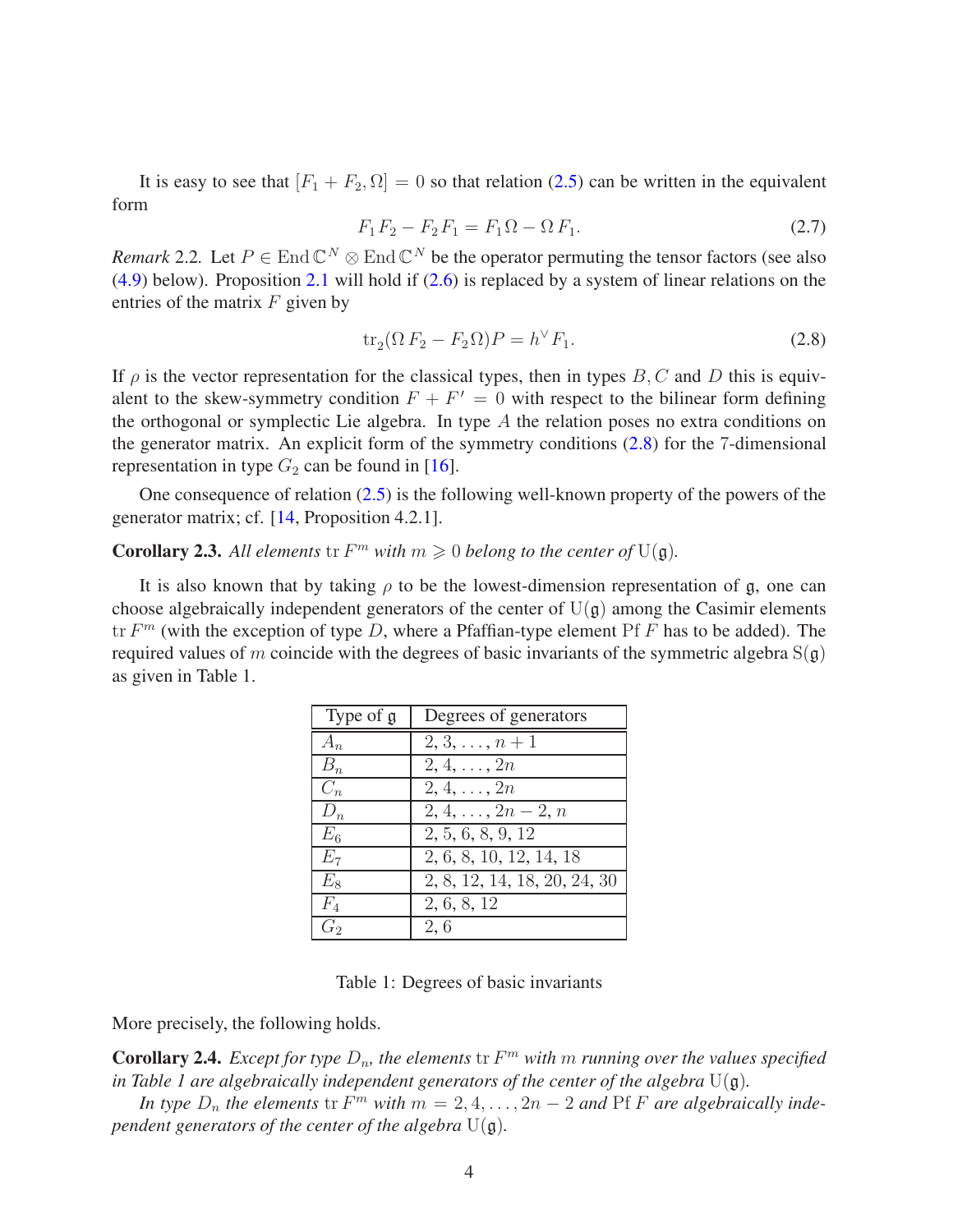It is easy to see that $[F_1 + F_2, \Omega] = 0$ so that relation (2.5) can be written in the equivalent form

$$F_1 F_2 - F_2 F_1 = F_1 \Omega - \Omega F_1. \tag{2.7}$$

*Remark* 2.2. Let $P \in \operatorname{End} \mathbb{C}^N \otimes \operatorname{End} \mathbb{C}^N$ be the operator permuting the tensor factors (see also (4.9) below). Proposition 2.1 will hold if (2.6) is replaced by a system of linear relations on the entries of the matrix $F$ given by

$$\operatorname{tr}_2(\Omega F_2 - F_2 \Omega) P = h^\vee F_1. \tag{2.8}$$

If $\rho$ is the vector representation for the classical types, then in types $B, C$ and $D$ this is equivalent to the skew-symmetry condition $F + F' = 0$ with respect to the bilinear form defining the orthogonal or symplectic Lie algebra. In type $A$ the relation poses no extra conditions on the generator matrix. An explicit form of the symmetry conditions (2.8) for the 7-dimensional representation in type $G_2$ can be found in [16].

One consequence of relation (2.5) is the following well-known property of the powers of the generator matrix; cf. [14, Proposition 4.2.1].

**Corollary 2.3.** *All elements* $\operatorname{tr} F^m$ *with* $m \geqslant 0$ *belong to the center of* $\mathrm{U}(\mathfrak{g})$.

It is also known that by taking $\rho$ to be the lowest-dimension representation of $\mathfrak{g}$, one can choose algebraically independent generators of the center of $\mathrm{U}(\mathfrak{g})$ among the Casimir elements $\operatorname{tr} F^m$ (with the exception of type $D$, where a Pfaffian-type element $\operatorname{Pf} F$ has to be added). The required values of $m$ coincide with the degrees of basic invariants of the symmetric algebra $\mathrm{S}(\mathfrak{g})$ as given in Table 1.

| Type of $\mathfrak{g}$ | Degrees of generators |
|---|---|
| $A_n$ | $2, 3, \dots, n+1$ |
| $B_n$ | $2, 4, \dots, 2n$ |
| $C_n$ | $2, 4, \dots, 2n$ |
| $D_n$ | $2, 4, \dots, 2n-2, n$ |
| $E_6$ | $2, 5, 6, 8, 9, 12$ |
| $E_7$ | $2, 6, 8, 10, 12, 14, 18$ |
| $E_8$ | $2, 8, 12, 14, 18, 20, 24, 30$ |
| $F_4$ | $2, 6, 8, 12$ |
| $G_2$ | $2, 6$ |

Table 1: Degrees of basic invariants

More precisely, the following holds.

**Corollary 2.4.** *Except for type* $D_n$*, the elements* $\operatorname{tr} F^m$ *with* $m$ *running over the values specified in Table 1 are algebraically independent generators of the center of the algebra* $\mathrm{U}(\mathfrak{g})$.

*In type* $D_n$ *the elements* $\operatorname{tr} F^m$ *with* $m = 2, 4, \dots, 2n-2$ *and* $\operatorname{Pf} F$ *are algebraically independent generators of the center of the algebra* $\mathrm{U}(\mathfrak{g})$.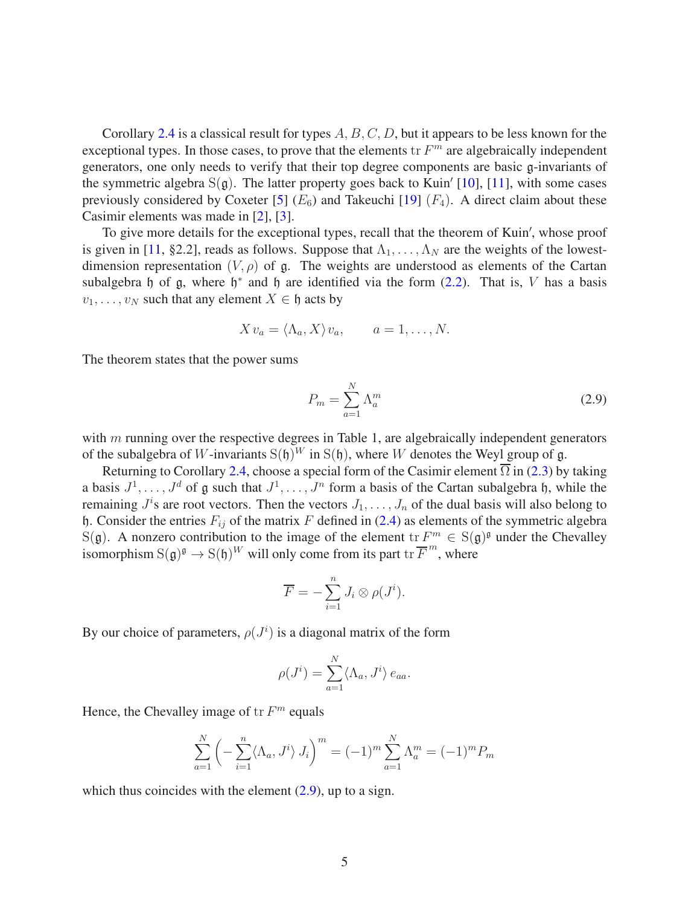Corollary 2.4 is a classical result for types $A, B, C, D$, but it appears to be less known for the exceptional types. In those cases, to prove that the elements $\operatorname{tr} F^m$ are algebraically independent generators, one only needs to verify that their top degree components are basic $\mathfrak{g}$-invariants of the symmetric algebra $\mathrm{S}(\mathfrak{g})$. The latter property goes back to Kuin′ [10], [11], with some cases previously considered by Coxeter [5] ($E_6$) and Takeuchi [19] ($F_4$). A direct claim about these Casimir elements was made in [2], [3].

To give more details for the exceptional types, recall that the theorem of Kuin′, whose proof is given in [11, §2.2], reads as follows. Suppose that $\Lambda_1, \dots, \Lambda_N$ are the weights of the lowest-dimension representation $(V, \rho)$ of $\mathfrak{g}$. The weights are understood as elements of the Cartan subalgebra $\mathfrak{h}$ of $\mathfrak{g}$, where $\mathfrak{h}^*$ and $\mathfrak{h}$ are identified via the form (2.2). That is, $V$ has a basis $v_1, \dots, v_N$ such that any element $X \in \mathfrak{h}$ acts by

$$X\, v_a = \langle \Lambda_a, X \rangle\, v_a, \qquad a = 1, \dots, N.$$

The theorem states that the power sums

$$P_m = \sum_{a=1}^{N} \Lambda_a^m \tag{2.9}$$

with $m$ running over the respective degrees in Table 1, are algebraically independent generators of the subalgebra of $W$-invariants $\mathrm{S}(\mathfrak{h})^W$ in $\mathrm{S}(\mathfrak{h})$, where $W$ denotes the Weyl group of $\mathfrak{g}$.

Returning to Corollary 2.4, choose a special form of the Casimir element $\overline{\Omega}$ in (2.3) by taking a basis $J^1, \dots, J^d$ of $\mathfrak{g}$ such that $J^1, \dots, J^n$ form a basis of the Cartan subalgebra $\mathfrak{h}$, while the remaining $J^i$s are root vectors. Then the vectors $J_1, \dots, J_n$ of the dual basis will also belong to $\mathfrak{h}$. Consider the entries $F_{ij}$ of the matrix $F$ defined in (2.4) as elements of the symmetric algebra $\mathrm{S}(\mathfrak{g})$. A nonzero contribution to the image of the element $\operatorname{tr} F^m \in \mathrm{S}(\mathfrak{g})^{\mathfrak{g}}$ under the Chevalley isomorphism $\mathrm{S}(\mathfrak{g})^{\mathfrak{g}} \to \mathrm{S}(\mathfrak{h})^W$ will only come from its part $\operatorname{tr} \overline{F}^{\,m}$, where

$$\overline{F} = -\sum_{i=1}^{n} J_i \otimes \rho(J^i).$$

By our choice of parameters, $\rho(J^i)$ is a diagonal matrix of the form

$$\rho(J^i) = \sum_{a=1}^{N} \langle \Lambda_a, J^i \rangle\, e_{aa}.$$

Hence, the Chevalley image of $\operatorname{tr} F^m$ equals

$$\sum_{a=1}^{N} \Big( -\sum_{i=1}^{n} \langle \Lambda_a, J^i \rangle\, J_i \Big)^m = (-1)^m \sum_{a=1}^{N} \Lambda_a^m = (-1)^m P_m$$

which thus coincides with the element (2.9), up to a sign.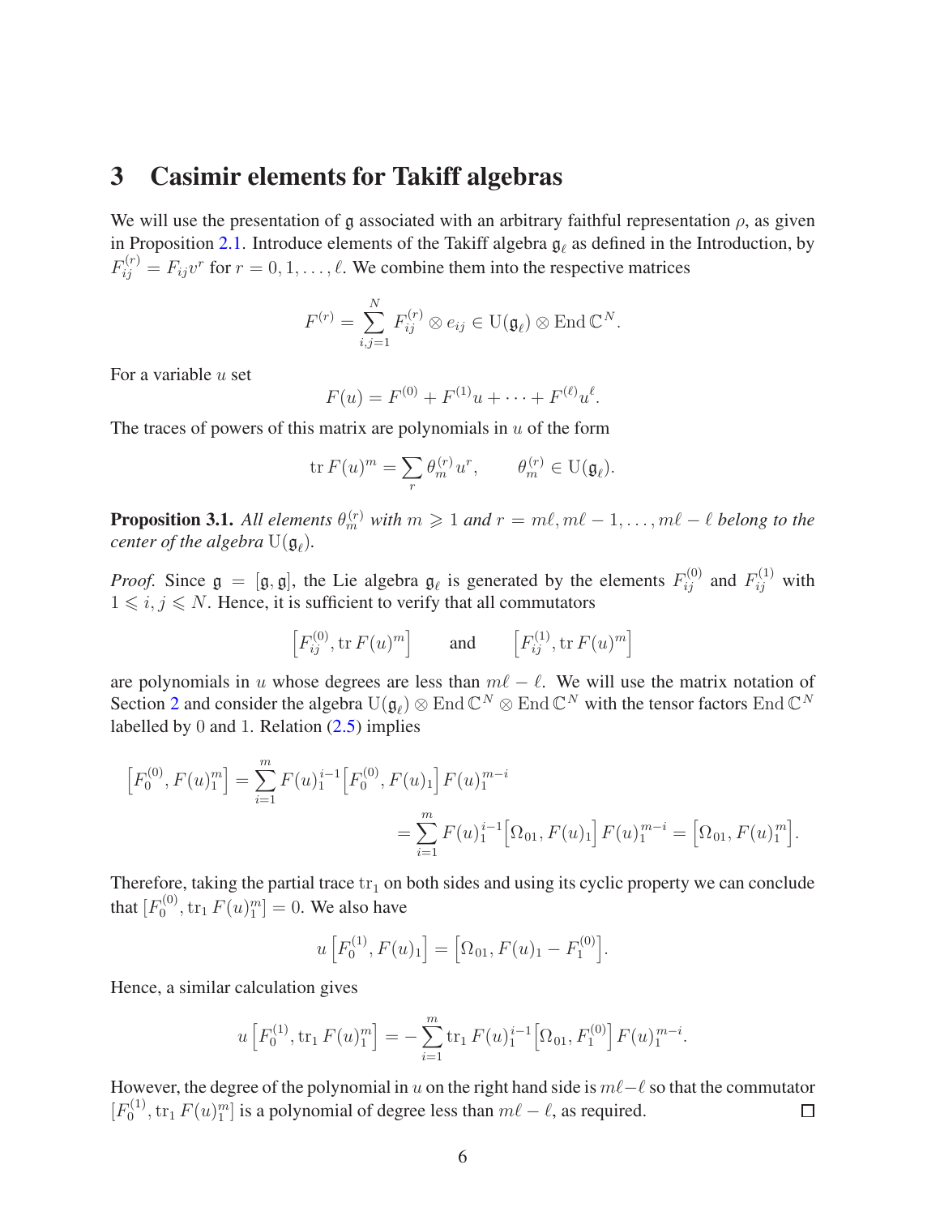## 3 Casimir elements for Takiff algebras

We will use the presentation of $\mathfrak{g}$ associated with an arbitrary faithful representation $\rho$, as given in Proposition 2.1. Introduce elements of the Takiff algebra $\mathfrak{g}_\ell$ as defined in the Introduction, by $F_{ij}^{(r)} = F_{ij} v^r$ for $r = 0, 1, \dots, \ell$. We combine them into the respective matrices

$$F^{(r)} = \sum_{i,j=1}^{N} F_{ij}^{(r)} \otimes e_{ij} \in \mathrm{U}(\mathfrak{g}_\ell) \otimes \operatorname{End} \mathbb{C}^N.$$

For a variable $u$ set

$$F(u) = F^{(0)} + F^{(1)} u + \dots + F^{(\ell)} u^\ell.$$

The traces of powers of this matrix are polynomials in $u$ of the form

$$\operatorname{tr} F(u)^m = \sum_r \theta_m^{(r)} u^r, \qquad \theta_m^{(r)} \in \mathrm{U}(\mathfrak{g}_\ell).$$

**Proposition 3.1.** *All elements $\theta_m^{(r)}$ with $m \geqslant 1$ and $r = m\ell, m\ell - 1, \dots, m\ell - \ell$ belong to the center of the algebra $\mathrm{U}(\mathfrak{g}_\ell)$.*

*Proof.* Since $\mathfrak{g} = [\mathfrak{g}, \mathfrak{g}]$, the Lie algebra $\mathfrak{g}_\ell$ is generated by the elements $F_{ij}^{(0)}$ and $F_{ij}^{(1)}$ with $1 \leqslant i, j \leqslant N$. Hence, it is sufficient to verify that all commutators

$$\big[F_{ij}^{(0)}, \operatorname{tr} F(u)^m\big] \qquad \text{and} \qquad \big[F_{ij}^{(1)}, \operatorname{tr} F(u)^m\big]$$

are polynomials in $u$ whose degrees are less than $m\ell - \ell$. We will use the matrix notation of Section 2 and consider the algebra $\mathrm{U}(\mathfrak{g}_\ell) \otimes \operatorname{End} \mathbb{C}^N \otimes \operatorname{End} \mathbb{C}^N$ with the tensor factors $\operatorname{End} \mathbb{C}^N$ labelled by $0$ and $1$. Relation (2.5) implies

$$\begin{aligned}\big[F_0^{(0)}, F(u)_1^m\big] &= \sum_{i=1}^{m} F(u)_1^{i-1} \big[F_0^{(0)}, F(u)_1\big] F(u)_1^{m-i} \\ &= \sum_{i=1}^{m} F(u)_1^{i-1} \big[\Omega_{01}, F(u)_1\big] F(u)_1^{m-i} = \big[\Omega_{01}, F(u)_1^m\big].\end{aligned}$$

Therefore, taking the partial trace $\operatorname{tr}_1$ on both sides and using its cyclic property we can conclude that $[F_0^{(0)}, \operatorname{tr}_1 F(u)_1^m] = 0$. We also have

$$u \big[F_0^{(1)}, F(u)_1\big] = \big[\Omega_{01}, F(u)_1 - F_1^{(0)}\big].$$

Hence, a similar calculation gives

$$u \big[F_0^{(1)}, \operatorname{tr}_1 F(u)_1^m\big] = -\sum_{i=1}^{m} \operatorname{tr}_1 F(u)_1^{i-1} \big[\Omega_{01}, F_1^{(0)}\big] F(u)_1^{m-i}.$$

However, the degree of the polynomial in $u$ on the right hand side is $m\ell - \ell$ so that the commutator $[F_0^{(1)}, \operatorname{tr}_1 F(u)_1^m]$ is a polynomial of degree less than $m\ell - \ell$, as required. $\square$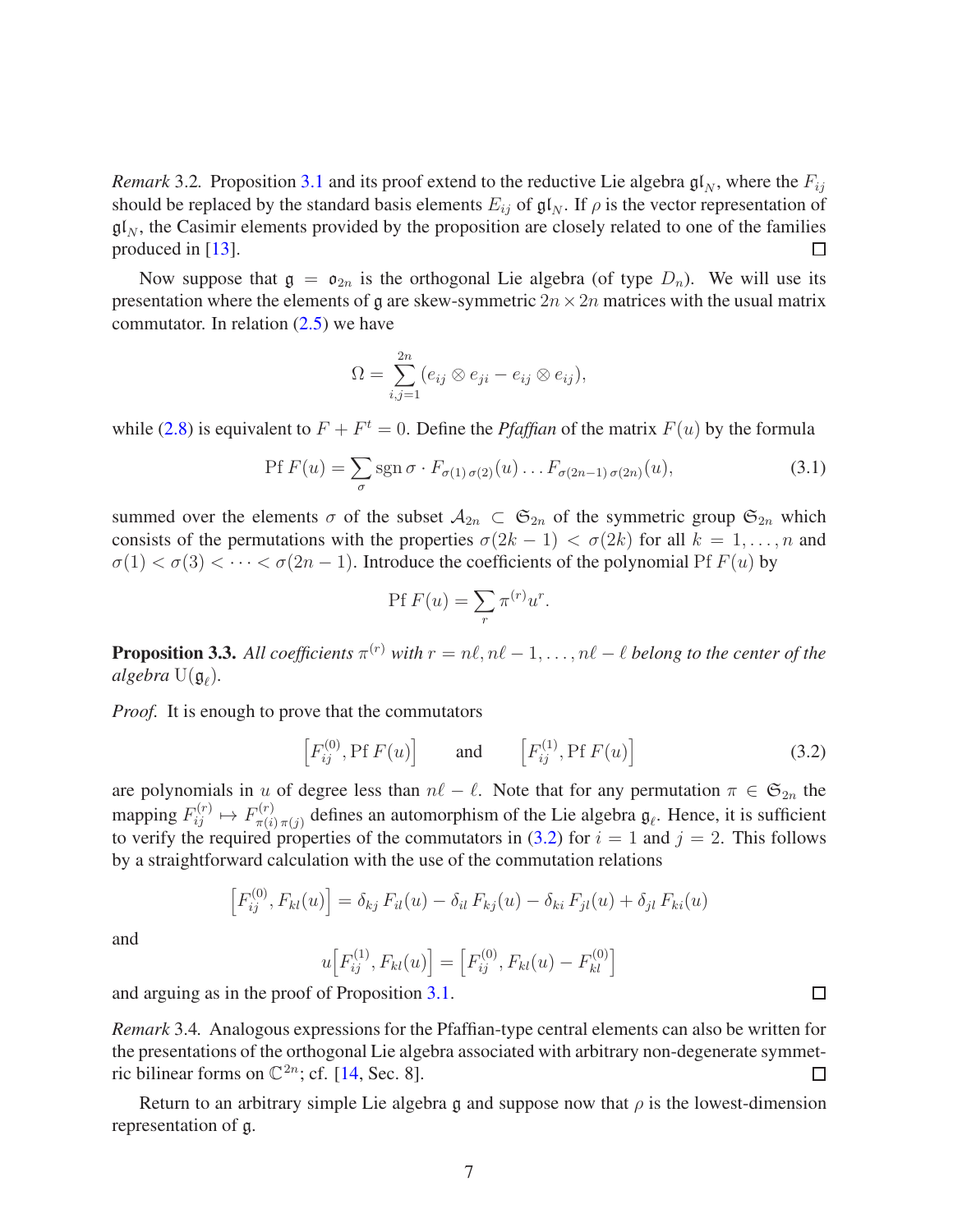*Remark* 3.2. Proposition 3.1 and its proof extend to the reductive Lie algebra $\mathfrak{gl}_N$, where the $F_{ij}$ should be replaced by the standard basis elements $E_{ij}$ of $\mathfrak{gl}_N$. If $\rho$ is the vector representation of $\mathfrak{gl}_N$, the Casimir elements provided by the proposition are closely related to one of the families produced in [13]. ◻

Now suppose that $\mathfrak{g} = \mathfrak{o}_{2n}$ is the orthogonal Lie algebra (of type $D_n$). We will use its presentation where the elements of $\mathfrak{g}$ are skew-symmetric $2n \times 2n$ matrices with the usual matrix commutator. In relation (2.5) we have

$$\Omega = \sum_{i,j=1}^{2n} (e_{ij} \otimes e_{ji} - e_{ij} \otimes e_{ij}),$$

while (2.8) is equivalent to $F + F^t = 0$. Define the *Pfaffian* of the matrix $F(u)$ by the formula

$$\operatorname{Pf} F(u) = \sum_{\sigma} \operatorname{sgn} \sigma \cdot F_{\sigma(1)\,\sigma(2)}(u) \dots F_{\sigma(2n-1)\,\sigma(2n)}(u), \tag{3.1}$$

summed over the elements $\sigma$ of the subset $\mathcal{A}_{2n} \subset \mathfrak{S}_{2n}$ of the symmetric group $\mathfrak{S}_{2n}$ which consists of the permutations with the properties $\sigma(2k-1) < \sigma(2k)$ for all $k = 1, \dots, n$ and $\sigma(1) < \sigma(3) < \dots < \sigma(2n-1)$. Introduce the coefficients of the polynomial $\operatorname{Pf} F(u)$ by

$$\operatorname{Pf} F(u) = \sum_r \pi^{(r)} u^r.$$

**Proposition 3.3.** *All coefficients $\pi^{(r)}$ with $r = n\ell, n\ell - 1, \dots, n\ell - \ell$ belong to the center of the algebra $\mathrm{U}(\mathfrak{g}_\ell)$.*

*Proof.* It is enough to prove that the commutators

$$\big[F_{ij}^{(0)}, \operatorname{Pf} F(u)\big] \qquad \text{and} \qquad \big[F_{ij}^{(1)}, \operatorname{Pf} F(u)\big] \tag{3.2}$$

are polynomials in $u$ of degree less than $n\ell - \ell$. Note that for any permutation $\pi \in \mathfrak{S}_{2n}$ the mapping $F_{ij}^{(r)} \mapsto F_{\pi(i)\,\pi(j)}^{(r)}$ defines an automorphism of the Lie algebra $\mathfrak{g}_\ell$. Hence, it is sufficient to verify the required properties of the commutators in (3.2) for $i = 1$ and $j = 2$. This follows by a straightforward calculation with the use of the commutation relations

$$\big[F_{ij}^{(0)}, F_{kl}(u)\big] = \delta_{kj}\, F_{il}(u) - \delta_{il}\, F_{kj}(u) - \delta_{ki}\, F_{jl}(u) + \delta_{jl}\, F_{ki}(u)$$

and

$$u\big[F_{ij}^{(1)}, F_{kl}(u)\big] = \big[F_{ij}^{(0)}, F_{kl}(u) - F_{kl}^{(0)}\big]$$

and arguing as in the proof of Proposition 3.1. ◻

*Remark* 3.4. Analogous expressions for the Pfaffian-type central elements can also be written for the presentations of the orthogonal Lie algebra associated with arbitrary non-degenerate symmetric bilinear forms on $\mathbb{C}^{2n}$; cf. [14, Sec. 8]. ◻

Return to an arbitrary simple Lie algebra $\mathfrak{g}$ and suppose now that $\rho$ is the lowest-dimension representation of $\mathfrak{g}$.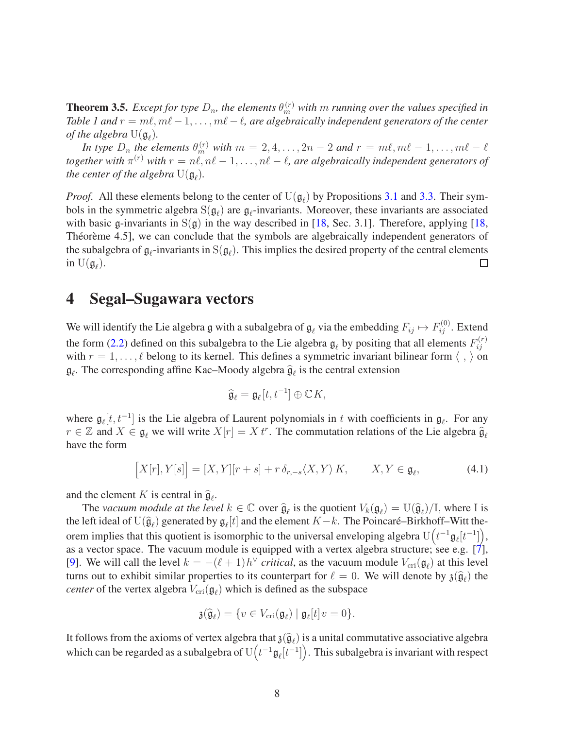**Theorem 3.5.** *Except for type $D_n$, the elements $\theta_m^{(r)}$ with $m$ running over the values specified in Table 1 and $r = m\ell, m\ell - 1, \dots, m\ell - \ell$, are algebraically independent generators of the center of the algebra $\mathrm{U}(\mathfrak{g}_\ell)$.*

*In type $D_n$ the elements $\theta_m^{(r)}$ with $m = 2, 4, \dots, 2n-2$ and $r = m\ell, m\ell - 1, \dots, m\ell - \ell$ together with $\pi^{(r)}$ with $r = n\ell, n\ell - 1, \dots, n\ell - \ell$, are algebraically independent generators of the center of the algebra $\mathrm{U}(\mathfrak{g}_\ell)$.*

*Proof.* All these elements belong to the center of $\mathrm{U}(\mathfrak{g}_\ell)$ by Propositions 3.1 and 3.3. Their symbols in the symmetric algebra $\mathrm{S}(\mathfrak{g}_\ell)$ are $\mathfrak{g}_\ell$-invariants. Moreover, these invariants are associated with basic $\mathfrak{g}$-invariants in $\mathrm{S}(\mathfrak{g})$ in the way described in [18, Sec. 3.1]. Therefore, applying [18, Théorème 4.5], we can conclude that the symbols are algebraically independent generators of the subalgebra of $\mathfrak{g}_\ell$-invariants in $\mathrm{S}(\mathfrak{g}_\ell)$. This implies the desired property of the central elements in $\mathrm{U}(\mathfrak{g}_\ell)$. □

# 4 Segal–Sugawara vectors

We will identify the Lie algebra $\mathfrak{g}$ with a subalgebra of $\mathfrak{g}_\ell$ via the embedding $F_{ij} \mapsto F_{ij}^{(0)}$. Extend the form (2.2) defined on this subalgebra to the Lie algebra $\mathfrak{g}_\ell$ by positing that all elements $F_{ij}^{(r)}$ with $r = 1, \dots, \ell$ belong to its kernel. This defines a symmetric invariant bilinear form $\langle \ , \ \rangle$ on $\mathfrak{g}_\ell$. The corresponding affine Kac–Moody algebra $\widehat{\mathfrak{g}}_\ell$ is the central extension

$$\widehat{\mathfrak{g}}_\ell = \mathfrak{g}_\ell[t, t^{-1}] \oplus \mathbb{C}K,$$

where $\mathfrak{g}_\ell[t, t^{-1}]$ is the Lie algebra of Laurent polynomials in $t$ with coefficients in $\mathfrak{g}_\ell$. For any $r \in \mathbb{Z}$ and $X \in \mathfrak{g}_\ell$ we will write $X[r] = X\, t^r$. The commutation relations of the Lie algebra $\widehat{\mathfrak{g}}_\ell$ have the form

$$\big[X[r], Y[s]\big] = [X, Y][r+s] + r\, \delta_{r,-s} \langle X, Y \rangle\, K, \qquad X, Y \in \mathfrak{g}_\ell, \tag{4.1}$$

and the element $K$ is central in $\widehat{\mathfrak{g}}_\ell$.

The *vacuum module at the level* $k \in \mathbb{C}$ over $\widehat{\mathfrak{g}}_\ell$ is the quotient $V_k(\mathfrak{g}_\ell) = \mathrm{U}(\widehat{\mathfrak{g}}_\ell)/\mathrm{I}$, where I is the left ideal of $\mathrm{U}(\widehat{\mathfrak{g}}_\ell)$ generated by $\mathfrak{g}_\ell[t]$ and the element $K - k$. The Poincaré–Birkhoff–Witt theorem implies that this quotient is isomorphic to the universal enveloping algebra $\mathrm{U}\big(t^{-1}\mathfrak{g}_\ell[t^{-1}]\big)$, as a vector space. The vacuum module is equipped with a vertex algebra structure; see e.g. [7], [9]. We will call the level $k = -(\ell + 1)h^\vee$ *critical*, as the vacuum module $V_{\mathrm{cri}}(\mathfrak{g}_\ell)$ at this level turns out to exhibit similar properties to its counterpart for $\ell = 0$. We will denote by $\mathfrak{z}(\widehat{\mathfrak{g}}_\ell)$ the *center* of the vertex algebra $V_{\mathrm{cri}}(\mathfrak{g}_\ell)$ which is defined as the subspace

$$\mathfrak{z}(\widehat{\mathfrak{g}}_\ell) = \{ v \in V_{\mathrm{cri}}(\mathfrak{g}_\ell) \mid \mathfrak{g}_\ell[t]\, v = 0 \}.$$

It follows from the axioms of vertex algebra that $\mathfrak{z}(\widehat{\mathfrak{g}}_\ell)$ is a unital commutative associative algebra which can be regarded as a subalgebra of $\mathrm{U}\big(t^{-1}\mathfrak{g}_\ell[t^{-1}]\big)$. This subalgebra is invariant with respect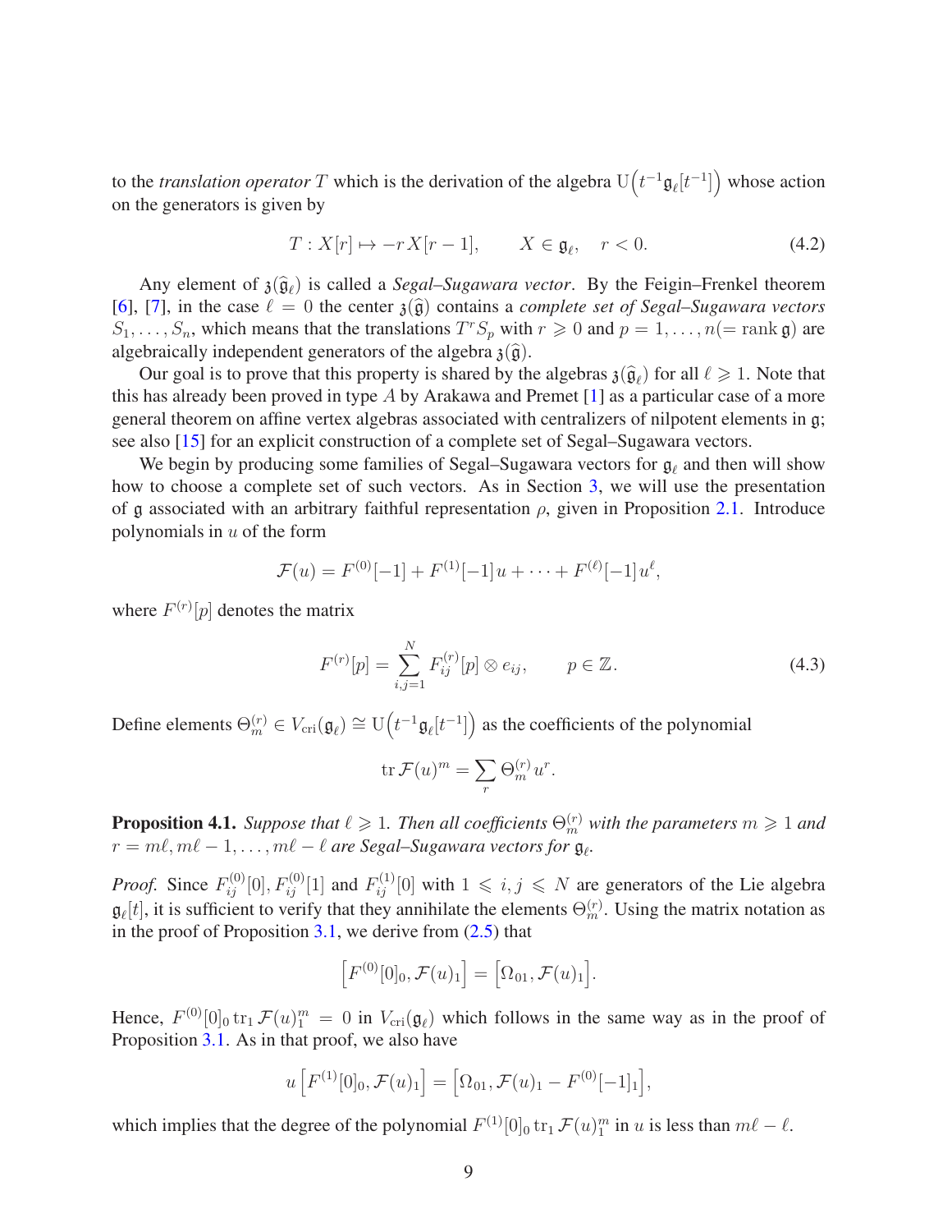to the *translation operator* $T$ which is the derivation of the algebra $\mathrm{U}\big(t^{-1}\mathfrak{g}_\ell[t^{-1}]\big)$ whose action on the generators is given by

$$T : X[r] \mapsto -r\, X[r-1], \qquad X \in \mathfrak{g}_\ell, \quad r < 0. \tag{4.2}$$

Any element of $\mathfrak{z}(\widehat{\mathfrak{g}}_\ell)$ is called a *Segal–Sugawara vector*. By the Feigin–Frenkel theorem [6], [7], in the case $\ell = 0$ the center $\mathfrak{z}(\widehat{\mathfrak{g}})$ contains a *complete set of Segal–Sugawara vectors* $S_1, \dots, S_n$, which means that the translations $T^r S_p$ with $r \geqslant 0$ and $p = 1, \dots, n (= \mathrm{rank}\, \mathfrak{g})$ are algebraically independent generators of the algebra $\mathfrak{z}(\widehat{\mathfrak{g}})$.

Our goal is to prove that this property is shared by the algebras $\mathfrak{z}(\widehat{\mathfrak{g}}_\ell)$ for all $\ell \geqslant 1$. Note that this has already been proved in type $A$ by Arakawa and Premet [1] as a particular case of a more general theorem on affine vertex algebras associated with centralizers of nilpotent elements in $\mathfrak{g}$; see also [15] for an explicit construction of a complete set of Segal–Sugawara vectors.

We begin by producing some families of Segal–Sugawara vectors for $\mathfrak{g}_\ell$ and then will show how to choose a complete set of such vectors. As in Section 3, we will use the presentation of $\mathfrak{g}$ associated with an arbitrary faithful representation $\rho$, given in Proposition 2.1. Introduce polynomials in $u$ of the form

$$\mathcal{F}(u) = F^{(0)}[-1] + F^{(1)}[-1]\, u + \dots + F^{(\ell)}[-1]\, u^\ell,$$

where $F^{(r)}[p]$ denotes the matrix

$$F^{(r)}[p] = \sum_{i,j=1}^{N} F^{(r)}_{ij}[p] \otimes e_{ij}, \qquad p \in \mathbb{Z}. \tag{4.3}$$

Define elements $\Theta^{(r)}_m \in V_{\mathrm{cri}}(\mathfrak{g}_\ell) \cong \mathrm{U}\big(t^{-1}\mathfrak{g}_\ell[t^{-1}]\big)$ as the coefficients of the polynomial

$$\mathrm{tr}\, \mathcal{F}(u)^m = \sum_r \Theta^{(r)}_m\, u^r.$$

**Proposition 4.1.** *Suppose that $\ell \geqslant 1$. Then all coefficients $\Theta^{(r)}_m$ with the parameters $m \geqslant 1$ and $r = m\ell, m\ell - 1, \dots, m\ell - \ell$ are Segal–Sugawara vectors for $\mathfrak{g}_\ell$.*

*Proof.* Since $F^{(0)}_{ij}[0], F^{(0)}_{ij}[1]$ and $F^{(1)}_{ij}[0]$ with $1 \leqslant i, j \leqslant N$ are generators of the Lie algebra $\mathfrak{g}_\ell[t]$, it is sufficient to verify that they annihilate the elements $\Theta^{(r)}_m$. Using the matrix notation as in the proof of Proposition 3.1, we derive from (2.5) that

$$\Big[F^{(0)}[0]_0, \mathcal{F}(u)_1\Big] = \Big[\Omega_{01}, \mathcal{F}(u)_1\Big].$$

Hence, $F^{(0)}[0]_0 \,\mathrm{tr}_1\, \mathcal{F}(u)^m_1 = 0$ in $V_{\mathrm{cri}}(\mathfrak{g}_\ell)$ which follows in the same way as in the proof of Proposition 3.1. As in that proof, we also have

$$u\, \Big[F^{(1)}[0]_0, \mathcal{F}(u)_1\Big] = \Big[\Omega_{01}, \mathcal{F}(u)_1 - F^{(0)}[-1]_1\Big],$$

which implies that the degree of the polynomial $F^{(1)}[0]_0 \,\mathrm{tr}_1\, \mathcal{F}(u)^m_1$ in $u$ is less than $m\ell - \ell$.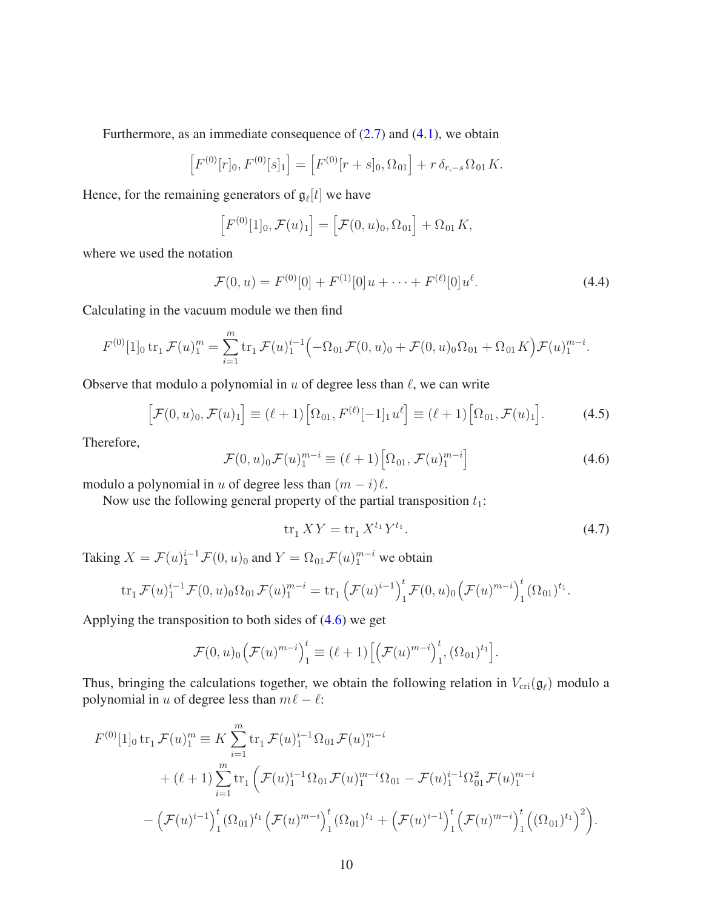Furthermore, as an immediate consequence of (2.7) and (4.1), we obtain

$$\Big[F^{(0)}[r]_0, F^{(0)}[s]_1\Big] = \Big[F^{(0)}[r+s]_0, \Omega_{01}\Big] + r\,\delta_{r,-s}\,\Omega_{01}\,K.$$

Hence, for the remaining generators of $\mathfrak{g}_\ell[t]$ we have

$$\Big[F^{(0)}[1]_0, \mathcal{F}(u)_1\Big] = \Big[\mathcal{F}(0,u)_0, \Omega_{01}\Big] + \Omega_{01}\,K,$$

where we used the notation

$$\mathcal{F}(0,u) = F^{(0)}[0] + F^{(1)}[0]\,u + \dots + F^{(\ell)}[0]\,u^\ell. \tag{4.4}$$

Calculating in the vacuum module we then find

$$F^{(0)}[1]_0\,\mathrm{tr}_1\,\mathcal{F}(u)_1^m = \sum_{i=1}^m \mathrm{tr}_1\,\mathcal{F}(u)_1^{i-1}\Big(-\Omega_{01}\,\mathcal{F}(0,u)_0 + \mathcal{F}(0,u)_0\Omega_{01} + \Omega_{01}\,K\Big)\mathcal{F}(u)_1^{m-i}.$$

Observe that modulo a polynomial in $u$ of degree less than $\ell$, we can write

$$\Big[\mathcal{F}(0,u)_0, \mathcal{F}(u)_1\Big] \equiv (\ell+1)\Big[\Omega_{01}, F^{(\ell)}[-1]_1\,u^\ell\Big] \equiv (\ell+1)\Big[\Omega_{01}, \mathcal{F}(u)_1\Big]. \tag{4.5}$$

Therefore,

$$\mathcal{F}(0,u)_0\mathcal{F}(u)_1^{m-i} \equiv (\ell+1)\Big[\Omega_{01}, \mathcal{F}(u)_1^{m-i}\Big] \tag{4.6}$$

modulo a polynomial in $u$ of degree less than $(m-i)\ell$.

Now use the following general property of the partial transposition $t_1$:

$$\mathrm{tr}_1\,XY = \mathrm{tr}_1\,X^{t_1}Y^{t_1}. \tag{4.7}$$

Taking $X = \mathcal{F}(u)_1^{i-1}\mathcal{F}(0,u)_0$ and $Y = \Omega_{01}\mathcal{F}(u)_1^{m-i}$ we obtain

$$\mathrm{tr}_1\,\mathcal{F}(u)_1^{i-1}\mathcal{F}(0,u)_0\Omega_{01}\,\mathcal{F}(u)_1^{m-i} = \mathrm{tr}_1\,\Big(\mathcal{F}(u)^{i-1}\Big)_1^t\mathcal{F}(0,u)_0\Big(\mathcal{F}(u)^{m-i}\Big)_1^t(\Omega_{01})^{t_1}.$$

Applying the transposition to both sides of (4.6) we get

$$\mathcal{F}(0,u)_0\Big(\mathcal{F}(u)^{m-i}\Big)_1^t \equiv (\ell+1)\Big[\Big(\mathcal{F}(u)^{m-i}\Big)_1^t, (\Omega_{01})^{t_1}\Big].$$

Thus, bringing the calculations together, we obtain the following relation in $V_{\mathrm{cri}}(\mathfrak{g}_\ell)$ modulo a polynomial in $u$ of degree less than $m\ell-\ell$:

$$\begin{aligned}
F^{(0)}[1]_0\,\mathrm{tr}_1\,\mathcal{F}(u)_1^m \equiv{}& K\sum_{i=1}^m \mathrm{tr}_1\,\mathcal{F}(u)_1^{i-1}\,\Omega_{01}\,\mathcal{F}(u)_1^{m-i}\\
&+ (\ell+1)\sum_{i=1}^m \mathrm{tr}_1\,\Big(\mathcal{F}(u)_1^{i-1}\Omega_{01}\,\mathcal{F}(u)_1^{m-i}\Omega_{01} - \mathcal{F}(u)_1^{i-1}\Omega_{01}^2\,\mathcal{F}(u)_1^{m-i}\\
&- \Big(\mathcal{F}(u)^{i-1}\Big)_1^t(\Omega_{01})^{t_1}\Big(\mathcal{F}(u)^{m-i}\Big)_1^t(\Omega_{01})^{t_1} + \Big(\mathcal{F}(u)^{i-1}\Big)_1^t\Big(\mathcal{F}(u)^{m-i}\Big)_1^t\Big((\Omega_{01})^{t_1}\Big)^2\Big).
\end{aligned}$$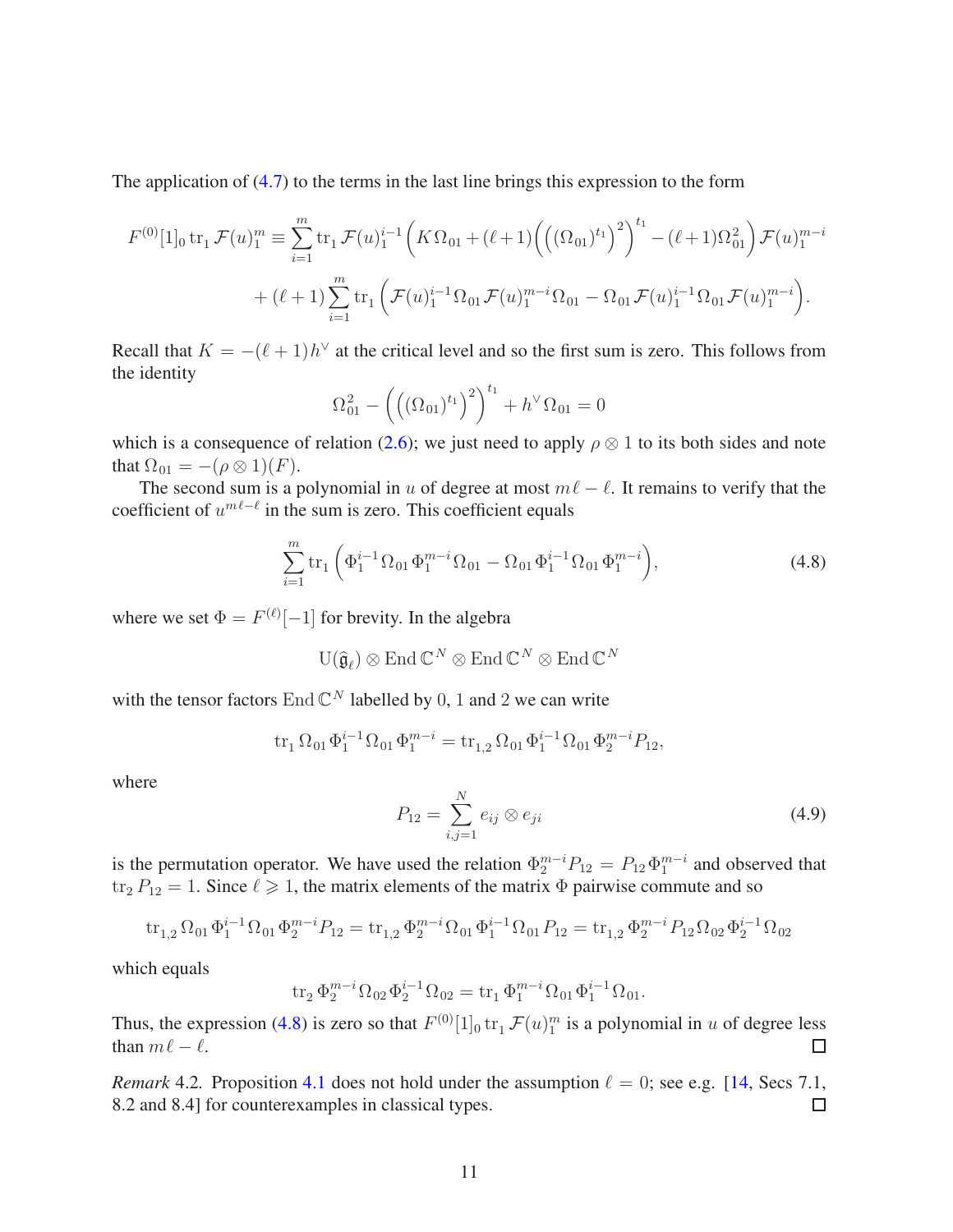The application of (4.7) to the terms in the last line brings this expression to the form

$$F^{(0)}[1]_0 \operatorname{tr}_1 \mathcal{F}(u)_1^m \equiv \sum_{i=1}^m \operatorname{tr}_1 \mathcal{F}(u)_1^{i-1}\Big(K\,\Omega_{01} + (\ell+1)\Big(\Big((\Omega_{01})^{t_1}\Big)^2\Big)^{t_1} - (\ell+1)\Omega_{01}^2\Big)\mathcal{F}(u)_1^{m-i}$$
$$+ (\ell+1)\sum_{i=1}^m \operatorname{tr}_1 \Big(\mathcal{F}(u)_1^{i-1}\Omega_{01}\,\mathcal{F}(u)_1^{m-i}\Omega_{01} - \Omega_{01}\,\mathcal{F}(u)_1^{i-1}\Omega_{01}\,\mathcal{F}(u)_1^{m-i}\Big).$$

Recall that $K = -(\ell+1)h^\vee$ at the critical level and so the first sum is zero. This follows from the identity

$$\Omega_{01}^2 - \Big(\Big((\Omega_{01})^{t_1}\Big)^2\Big)^{t_1} + h^\vee\,\Omega_{01} = 0$$

which is a consequence of relation (2.6); we just need to apply $\rho\otimes 1$ to its both sides and note that $\Omega_{01} = -(\rho\otimes 1)(F)$.

The second sum is a polynomial in $u$ of degree at most $m\ell - \ell$. It remains to verify that the coefficient of $u^{m\ell-\ell}$ in the sum is zero. This coefficient equals

$$\sum_{i=1}^m \operatorname{tr}_1 \Big(\Phi_1^{i-1}\Omega_{01}\,\Phi_1^{m-i}\Omega_{01} - \Omega_{01}\,\Phi_1^{i-1}\Omega_{01}\,\Phi_1^{m-i}\Big), \tag{4.8}$$

where we set $\Phi = F^{(\ell)}[-1]$ for brevity. In the algebra

$$\mathrm{U}(\widehat{\mathfrak{g}}_\ell)\otimes \operatorname{End}\mathbb{C}^N \otimes \operatorname{End}\mathbb{C}^N \otimes \operatorname{End}\mathbb{C}^N$$

with the tensor factors $\operatorname{End}\mathbb{C}^N$ labelled by 0, 1 and 2 we can write

$$\operatorname{tr}_1 \Omega_{01}\,\Phi_1^{i-1}\Omega_{01}\,\Phi_1^{m-i} = \operatorname{tr}_{1,2}\Omega_{01}\,\Phi_1^{i-1}\Omega_{01}\,\Phi_2^{m-i}P_{12},$$

where

$$P_{12} = \sum_{i,j=1}^N e_{ij}\otimes e_{ji} \tag{4.9}$$

is the permutation operator. We have used the relation $\Phi_2^{m-i}P_{12} = P_{12}\Phi_1^{m-i}$ and observed that $\operatorname{tr}_2 P_{12} = 1$. Since $\ell \geqslant 1$, the matrix elements of the matrix $\Phi$ pairwise commute and so

$$\operatorname{tr}_{1,2}\Omega_{01}\,\Phi_1^{i-1}\Omega_{01}\,\Phi_2^{m-i}P_{12} = \operatorname{tr}_{1,2}\Phi_2^{m-i}\Omega_{01}\,\Phi_1^{i-1}\Omega_{01}P_{12} = \operatorname{tr}_{1,2}\Phi_2^{m-i}P_{12}\,\Omega_{02}\,\Phi_2^{i-1}\Omega_{02}$$

which equals

$$\operatorname{tr}_2 \Phi_2^{m-i}\Omega_{02}\,\Phi_2^{i-1}\Omega_{02} = \operatorname{tr}_1 \Phi_1^{m-i}\Omega_{01}\,\Phi_1^{i-1}\Omega_{01}.$$

Thus, the expression (4.8) is zero so that $F^{(0)}[1]_0 \operatorname{tr}_1 \mathcal{F}(u)_1^m$ is a polynomial in $u$ of degree less than $m\ell - \ell$. □

*Remark* 4.2. Proposition 4.1 does not hold under the assumption $\ell = 0$; see e.g. [14, Secs 7.1, 8.2 and 8.4] for counterexamples in classical types. □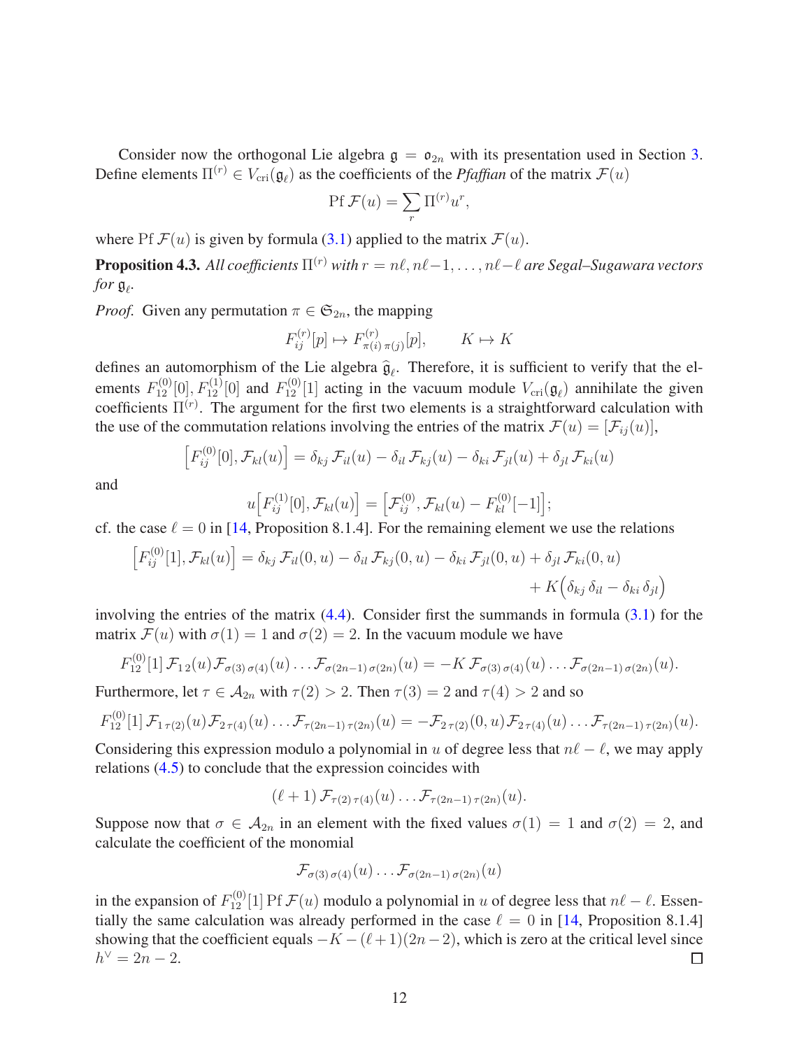Consider now the orthogonal Lie algebra $\mathfrak{g} = \mathfrak{o}_{2n}$ with its presentation used in Section 3. Define elements $\Pi^{(r)} \in V_{\text{cri}}(\mathfrak{g}_\ell)$ as the coefficients of the *Pfaffian* of the matrix $\mathcal{F}(u)$

$$\operatorname{Pf} \mathcal{F}(u) = \sum_r \Pi^{(r)} u^r,$$

where $\operatorname{Pf} \mathcal{F}(u)$ is given by formula (3.1) applied to the matrix $\mathcal{F}(u)$.

**Proposition 4.3.** *All coefficients $\Pi^{(r)}$ with $r = n\ell, n\ell - 1, \dots, n\ell - \ell$ are Segal–Sugawara vectors for $\mathfrak{g}_\ell$.*

*Proof.* Given any permutation $\pi \in \mathfrak{S}_{2n}$, the mapping

$$F^{(r)}_{ij}[p] \mapsto F^{(r)}_{\pi(i)\,\pi(j)}[p], \qquad K \mapsto K$$

defines an automorphism of the Lie algebra $\widehat{\mathfrak{g}}_\ell$. Therefore, it is sufficient to verify that the elements $F^{(0)}_{12}[0], F^{(1)}_{12}[0]$ and $F^{(0)}_{12}[1]$ acting in the vacuum module $V_{\text{cri}}(\mathfrak{g}_\ell)$ annihilate the given coefficients $\Pi^{(r)}$. The argument for the first two elements is a straightforward calculation with the use of the commutation relations involving the entries of the matrix $\mathcal{F}(u) = [\mathcal{F}_{ij}(u)]$,

$$\Big[F^{(0)}_{ij}[0], \mathcal{F}_{kl}(u)\Big] = \delta_{kj}\, \mathcal{F}_{il}(u) - \delta_{il}\, \mathcal{F}_{kj}(u) - \delta_{ki}\, \mathcal{F}_{jl}(u) + \delta_{jl}\, \mathcal{F}_{ki}(u)$$

and

$$u\Big[F^{(1)}_{ij}[0], \mathcal{F}_{kl}(u)\Big] = \Big[\mathcal{F}^{(0)}_{ij}, \mathcal{F}_{kl}(u) - F^{(0)}_{kl}[-1]\Big];$$

cf. the case $\ell = 0$ in [14, Proposition 8.1.4]. For the remaining element we use the relations

$$\Big[F^{(0)}_{ij}[1], \mathcal{F}_{kl}(u)\Big] = \delta_{kj}\, \mathcal{F}_{il}(0,u) - \delta_{il}\, \mathcal{F}_{kj}(0,u) - \delta_{ki}\, \mathcal{F}_{jl}(0,u) + \delta_{jl}\, \mathcal{F}_{ki}(0,u) + K\Big(\delta_{kj}\, \delta_{il} - \delta_{ki}\, \delta_{jl}\Big)$$

involving the entries of the matrix (4.4). Consider first the summands in formula (3.1) for the matrix $\mathcal{F}(u)$ with $\sigma(1) = 1$ and $\sigma(2) = 2$. In the vacuum module we have

$$F^{(0)}_{12}[1]\, \mathcal{F}_{1\,2}(u) \mathcal{F}_{\sigma(3)\,\sigma(4)}(u) \dots \mathcal{F}_{\sigma(2n-1)\,\sigma(2n)}(u) = -K\, \mathcal{F}_{\sigma(3)\,\sigma(4)}(u) \dots \mathcal{F}_{\sigma(2n-1)\,\sigma(2n)}(u).$$

Furthermore, let $\tau \in \mathcal{A}_{2n}$ with $\tau(2) > 2$. Then $\tau(3) = 2$ and $\tau(4) > 2$ and so

$$F^{(0)}_{12}[1]\, \mathcal{F}_{1\,\tau(2)}(u) \mathcal{F}_{2\,\tau(4)}(u) \dots \mathcal{F}_{\tau(2n-1)\,\tau(2n)}(u) = -\mathcal{F}_{2\,\tau(2)}(0,u) \mathcal{F}_{2\,\tau(4)}(u) \dots \mathcal{F}_{\tau(2n-1)\,\tau(2n)}(u).$$

Considering this expression modulo a polynomial in $u$ of degree less that $n\ell - \ell$, we may apply relations (4.5) to conclude that the expression coincides with

$$(\ell + 1)\, \mathcal{F}_{\tau(2)\,\tau(4)}(u) \dots \mathcal{F}_{\tau(2n-1)\,\tau(2n)}(u).$$

Suppose now that $\sigma \in \mathcal{A}_{2n}$ in an element with the fixed values $\sigma(1) = 1$ and $\sigma(2) = 2$, and calculate the coefficient of the monomial

$$\mathcal{F}_{\sigma(3)\,\sigma(4)}(u) \dots \mathcal{F}_{\sigma(2n-1)\,\sigma(2n)}(u)$$

in the expansion of $F^{(0)}_{12}[1] \operatorname{Pf} \mathcal{F}(u)$ modulo a polynomial in $u$ of degree less that $n\ell - \ell$. Essentially the same calculation was already performed in the case $\ell = 0$ in [14, Proposition 8.1.4] showing that the coefficient equals $-K - (\ell+1)(2n-2)$, which is zero at the critical level since $h^\vee = 2n - 2$. $\square$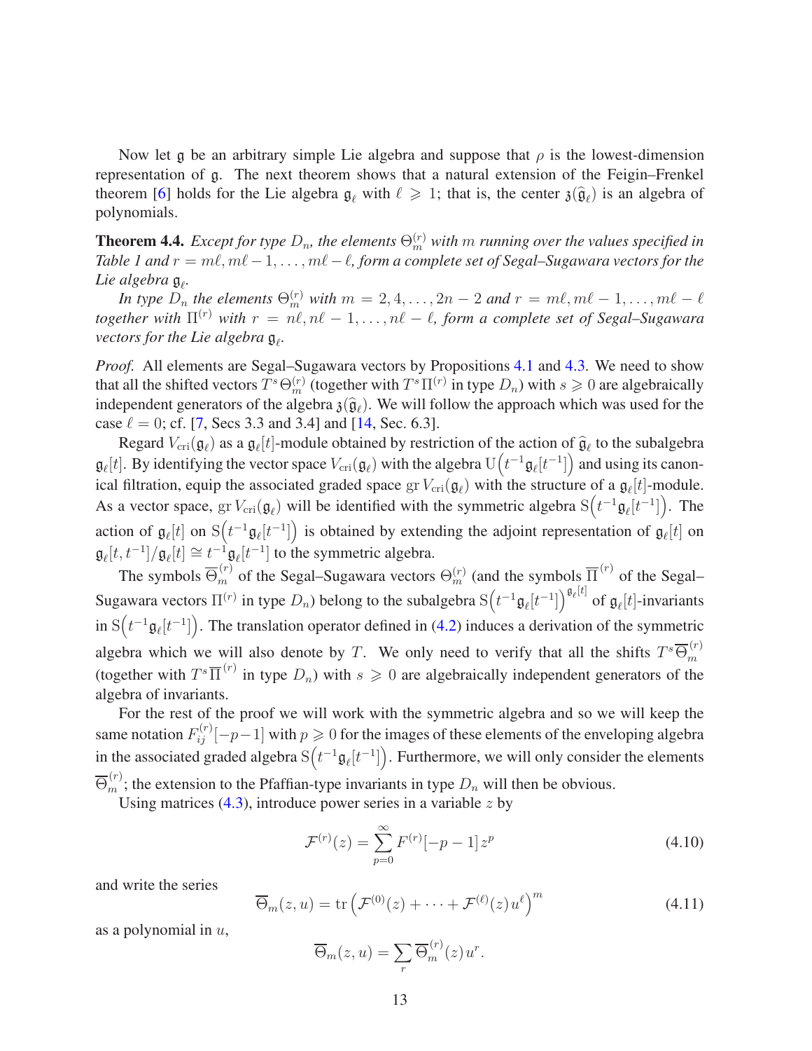Now let $\mathfrak{g}$ be an arbitrary simple Lie algebra and suppose that $\rho$ is the lowest-dimension representation of $\mathfrak{g}$. The next theorem shows that a natural extension of the Feigin–Frenkel theorem [6] holds for the Lie algebra $\mathfrak{g}_\ell$ with $\ell \geqslant 1$; that is, the center $\mathfrak{z}(\widehat{\mathfrak{g}}_\ell)$ is an algebra of polynomials.

**Theorem 4.4.** *Except for type $D_n$, the elements $\Theta_m^{(r)}$ with $m$ running over the values specified in Table 1 and $r = m\ell, m\ell-1, \dots, m\ell-\ell$, form a complete set of Segal–Sugawara vectors for the Lie algebra $\mathfrak{g}_\ell$.*

*In type $D_n$ the elements $\Theta_m^{(r)}$ with $m = 2, 4, \dots, 2n-2$ and $r = m\ell, m\ell-1, \dots, m\ell-\ell$ together with $\Pi^{(r)}$ with $r = n\ell, n\ell-1, \dots, n\ell-\ell$, form a complete set of Segal–Sugawara vectors for the Lie algebra $\mathfrak{g}_\ell$.*

*Proof.* All elements are Segal–Sugawara vectors by Propositions 4.1 and 4.3. We need to show that all the shifted vectors $T^s\Theta_m^{(r)}$ (together with $T^s\Pi^{(r)}$ in type $D_n$) with $s \geqslant 0$ are algebraically independent generators of the algebra $\mathfrak{z}(\widehat{\mathfrak{g}}_\ell)$. We will follow the approach which was used for the case $\ell = 0$; cf. [7, Secs 3.3 and 3.4] and [14, Sec. 6.3].

Regard $V_{\text{cri}}(\mathfrak{g}_\ell)$ as a $\mathfrak{g}_\ell[t]$-module obtained by restriction of the action of $\widehat{\mathfrak{g}}_\ell$ to the subalgebra $\mathfrak{g}_\ell[t]$. By identifying the vector space $V_{\text{cri}}(\mathfrak{g}_\ell)$ with the algebra $\mathrm{U}\big(t^{-1}\mathfrak{g}_\ell[t^{-1}]\big)$ and using its canonical filtration, equip the associated graded space $\operatorname{gr} V_{\text{cri}}(\mathfrak{g}_\ell)$ with the structure of a $\mathfrak{g}_\ell[t]$-module. As a vector space, $\operatorname{gr} V_{\text{cri}}(\mathfrak{g}_\ell)$ will be identified with the symmetric algebra $\mathrm{S}\big(t^{-1}\mathfrak{g}_\ell[t^{-1}]\big)$. The action of $\mathfrak{g}_\ell[t]$ on $\mathrm{S}\big(t^{-1}\mathfrak{g}_\ell[t^{-1}]\big)$ is obtained by extending the adjoint representation of $\mathfrak{g}_\ell[t]$ on $\mathfrak{g}_\ell[t, t^{-1}]/\mathfrak{g}_\ell[t] \cong t^{-1}\mathfrak{g}_\ell[t^{-1}]$ to the symmetric algebra.

The symbols $\overline{\Theta}_m^{(r)}$ of the Segal–Sugawara vectors $\Theta_m^{(r)}$ (and the symbols $\overline{\Pi}^{(r)}$ of the Segal–Sugawara vectors $\Pi^{(r)}$ in type $D_n$) belong to the subalgebra $\mathrm{S}\big(t^{-1}\mathfrak{g}_\ell[t^{-1}]\big)^{\mathfrak{g}_\ell[t]}$ of $\mathfrak{g}_\ell[t]$-invariants in $\mathrm{S}\big(t^{-1}\mathfrak{g}_\ell[t^{-1}]\big)$. The translation operator defined in (4.2) induces a derivation of the symmetric algebra which we will also denote by $T$. We only need to verify that all the shifts $T^s\overline{\Theta}_m^{(r)}$ (together with $T^s\overline{\Pi}^{(r)}$ in type $D_n$) with $s \geqslant 0$ are algebraically independent generators of the algebra of invariants.

For the rest of the proof we will work with the symmetric algebra and so we will keep the same notation $F_{ij}^{(r)}[-p-1]$ with $p \geqslant 0$ for the images of these elements of the enveloping algebra in the associated graded algebra $\mathrm{S}\big(t^{-1}\mathfrak{g}_\ell[t^{-1}]\big)$. Furthermore, we will only consider the elements $\overline{\Theta}_m^{(r)}$; the extension to the Pfaffian-type invariants in type $D_n$ will then be obvious.

Using matrices (4.3), introduce power series in a variable $z$ by

$$\mathcal{F}^{(r)}(z) = \sum_{p=0}^{\infty} F^{(r)}[-p-1]\, z^p \tag{4.10}$$

and write the series

$$\overline{\Theta}_m(z, u) = \operatorname{tr}\big(\mathcal{F}^{(0)}(z) + \dots + \mathcal{F}^{(\ell)}(z)\, u^\ell\big)^m \tag{4.11}$$

as a polynomial in $u$,

$$\overline{\Theta}_m(z, u) = \sum_r \overline{\Theta}_m^{(r)}(z)\, u^r.$$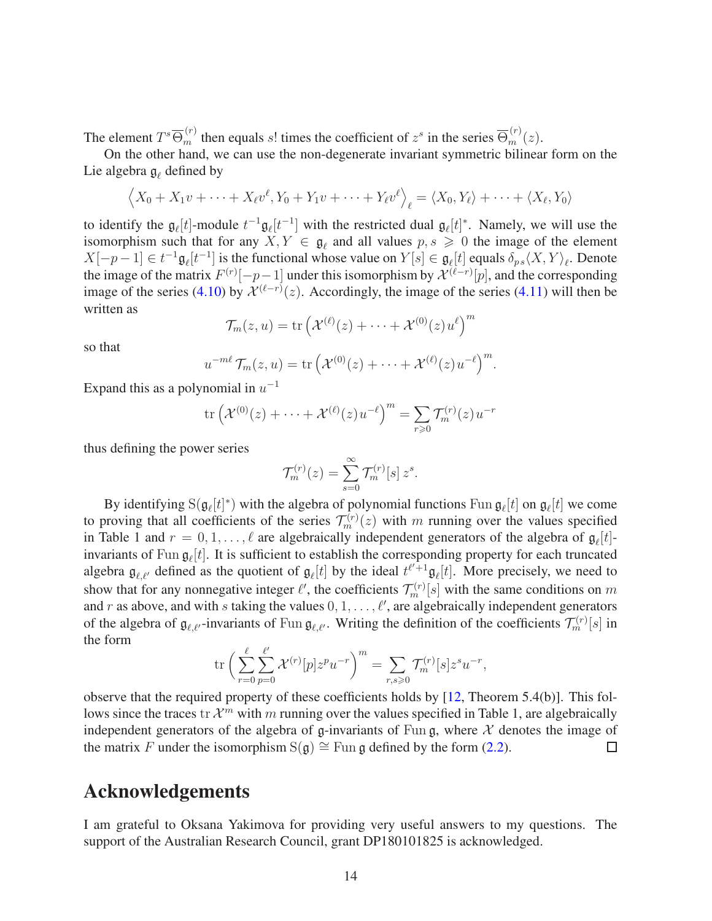The element $T^s \overline{\Theta}_m^{(r)}$ then equals $s!$ times the coefficient of $z^s$ in the series $\overline{\Theta}_m^{(r)}(z)$.

On the other hand, we can use the non-degenerate invariant symmetric bilinear form on the Lie algebra $\mathfrak{g}_\ell$ defined by

$$\Big\langle X_0 + X_1 v + \cdots + X_\ell v^\ell, Y_0 + Y_1 v + \cdots + Y_\ell v^\ell \Big\rangle_\ell = \langle X_0, Y_\ell \rangle + \cdots + \langle X_\ell, Y_0 \rangle$$

to identify the $\mathfrak{g}_\ell[t]$-module $t^{-1}\mathfrak{g}_\ell[t^{-1}]$ with the restricted dual $\mathfrak{g}_\ell[t]^*$. Namely, we will use the isomorphism such that for any $X, Y \in \mathfrak{g}_\ell$ and all values $p, s \geqslant 0$ the image of the element $X[-p-1] \in t^{-1}\mathfrak{g}_\ell[t^{-1}]$ is the functional whose value on $Y[s] \in \mathfrak{g}_\ell[t]$ equals $\delta_{ps}\langle X, Y \rangle_\ell$. Denote the image of the matrix $F^{(r)}[-p-1]$ under this isomorphism by $\mathcal{X}^{(\ell-r)}[p]$, and the corresponding image of the series (4.10) by $\mathcal{X}^{(\ell-r)}(z)$. Accordingly, the image of the series (4.11) will then be written as

$$\mathcal{T}_m(z,u) = \operatorname{tr}\Big(\mathcal{X}^{(\ell)}(z) + \cdots + \mathcal{X}^{(0)}(z)\, u^\ell\Big)^m$$

so that

$$u^{-m\ell}\, \mathcal{T}_m(z,u) = \operatorname{tr}\Big(\mathcal{X}^{(0)}(z) + \cdots + \mathcal{X}^{(\ell)}(z)\, u^{-\ell}\Big)^m.$$

Expand this as a polynomial in $u^{-1}$

$$\operatorname{tr}\Big(\mathcal{X}^{(0)}(z) + \cdots + \mathcal{X}^{(\ell)}(z)\, u^{-\ell}\Big)^m = \sum_{r \geqslant 0} \mathcal{T}_m^{(r)}(z)\, u^{-r}$$

thus defining the power series

$$\mathcal{T}_m^{(r)}(z) = \sum_{s=0}^{\infty} \mathcal{T}_m^{(r)}[s]\, z^s.$$

By identifying $\mathrm{S}(\mathfrak{g}_\ell[t]^*)$ with the algebra of polynomial functions $\operatorname{Fun} \mathfrak{g}_\ell[t]$ on $\mathfrak{g}_\ell[t]$ we come to proving that all coefficients of the series $\mathcal{T}_m^{(r)}(z)$ with $m$ running over the values specified in Table 1 and $r = 0, 1, \ldots, \ell$ are algebraically independent generators of the algebra of $\mathfrak{g}_\ell[t]$-invariants of $\operatorname{Fun} \mathfrak{g}_\ell[t]$. It is sufficient to establish the corresponding property for each truncated algebra $\mathfrak{g}_{\ell,\ell'}$ defined as the quotient of $\mathfrak{g}_\ell[t]$ by the ideal $t^{\ell'+1}\mathfrak{g}_\ell[t]$. More precisely, we need to show that for any nonnegative integer $\ell'$, the coefficients $\mathcal{T}_m^{(r)}[s]$ with the same conditions on $m$ and $r$ as above, and with $s$ taking the values $0, 1, \ldots, \ell'$, are algebraically independent generators of the algebra of $\mathfrak{g}_{\ell,\ell'}$-invariants of $\operatorname{Fun} \mathfrak{g}_{\ell,\ell'}$. Writing the definition of the coefficients $\mathcal{T}_m^{(r)}[s]$ in the form

$$\operatorname{tr}\Big(\sum_{r=0}^{\ell}\sum_{p=0}^{\ell'} \mathcal{X}^{(r)}[p] z^p u^{-r}\Big)^m = \sum_{r,s \geqslant 0} \mathcal{T}_m^{(r)}[s] z^s u^{-r},$$

observe that the required property of these coefficients holds by [12, Theorem 5.4(b)]. This follows since the traces $\operatorname{tr} \mathcal{X}^m$ with $m$ running over the values specified in Table 1, are algebraically independent generators of the algebra of $\mathfrak{g}$-invariants of $\operatorname{Fun} \mathfrak{g}$, where $\mathcal{X}$ denotes the image of the matrix $F$ under the isomorphism $\mathrm{S}(\mathfrak{g}) \cong \operatorname{Fun} \mathfrak{g}$ defined by the form (2.2). ◻

## Acknowledgements

I am grateful to Oksana Yakimova for providing very useful answers to my questions. The support of the Australian Research Council, grant DP180101825 is acknowledged.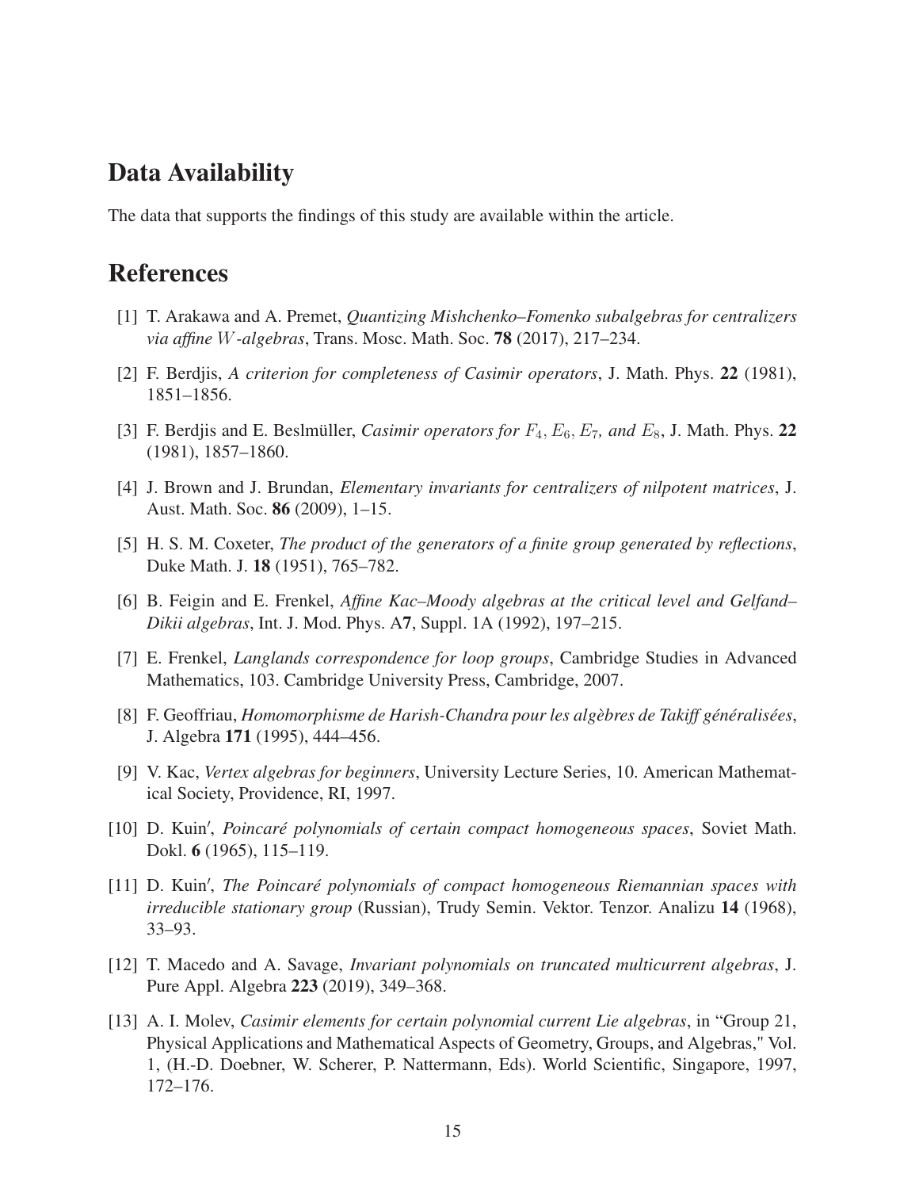## Data Availability

The data that supports the findings of this study are available within the article.

## References

[1] T. Arakawa and A. Premet, *Quantizing Mishchenko–Fomenko subalgebras for centralizers via affine $W$-algebras*, Trans. Mosc. Math. Soc. **78** (2017), 217–234.

[2] F. Berdjis, *A criterion for completeness of Casimir operators*, J. Math. Phys. **22** (1981), 1851–1856.

[3] F. Berdjis and E. Beslmüller, *Casimir operators for $F_4, E_6, E_7$, and $E_8$*, J. Math. Phys. **22** (1981), 1857–1860.

[4] J. Brown and J. Brundan, *Elementary invariants for centralizers of nilpotent matrices*, J. Aust. Math. Soc. **86** (2009), 1–15.

[5] H. S. M. Coxeter, *The product of the generators of a finite group generated by reflections*, Duke Math. J. **18** (1951), 765–782.

[6] B. Feigin and E. Frenkel, *Affine Kac–Moody algebras at the critical level and Gelfand–Dikii algebras*, Int. J. Mod. Phys. A**7**, Suppl. 1A (1992), 197–215.

[7] E. Frenkel, *Langlands correspondence for loop groups*, Cambridge Studies in Advanced Mathematics, 103. Cambridge University Press, Cambridge, 2007.

[8] F. Geoffriau, *Homomorphisme de Harish-Chandra pour les algèbres de Takiff généralisées*, J. Algebra **171** (1995), 444–456.

[9] V. Kac, *Vertex algebras for beginners*, University Lecture Series, 10. American Mathematical Society, Providence, RI, 1997.

[10] D. Kuin′, *Poincaré polynomials of certain compact homogeneous spaces*, Soviet Math. Dokl. **6** (1965), 115–119.

[11] D. Kuin′, *The Poincaré polynomials of compact homogeneous Riemannian spaces with irreducible stationary group* (Russian), Trudy Semin. Vektor. Tenzor. Analizu **14** (1968), 33–93.

[12] T. Macedo and A. Savage, *Invariant polynomials on truncated multicurrent algebras*, J. Pure Appl. Algebra **223** (2019), 349–368.

[13] A. I. Molev, *Casimir elements for certain polynomial current Lie algebras*, in "Group 21, Physical Applications and Mathematical Aspects of Geometry, Groups, and Algebras," Vol. 1, (H.-D. Doebner, W. Scherer, P. Nattermann, Eds). World Scientific, Singapore, 1997, 172–176.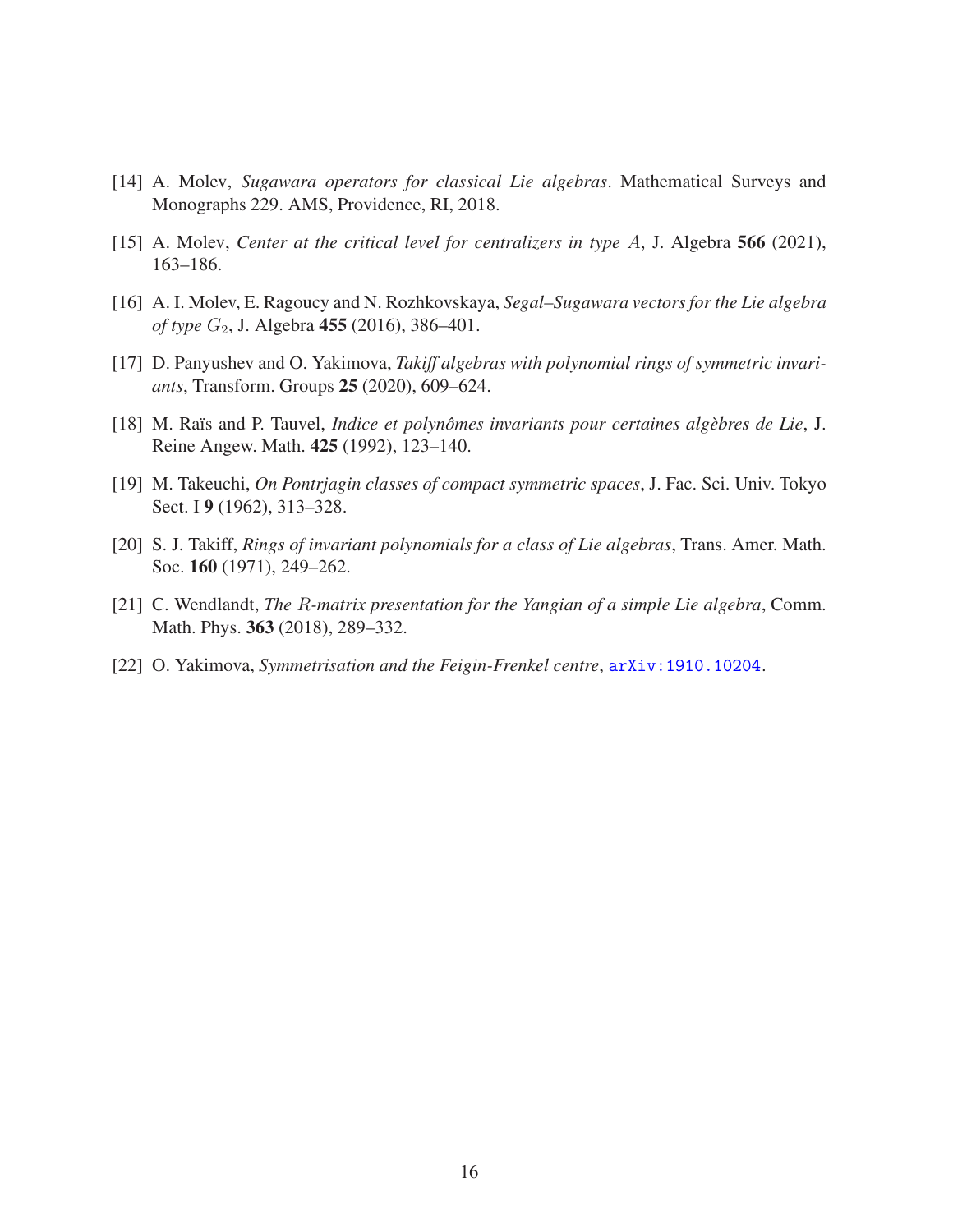[14] A. Molev, *Sugawara operators for classical Lie algebras*. Mathematical Surveys and Monographs 229. AMS, Providence, RI, 2018.

[15] A. Molev, *Center at the critical level for centralizers in type $A$*, J. Algebra **566** (2021), 163–186.

[16] A. I. Molev, E. Ragoucy and N. Rozhkovskaya, *Segal–Sugawara vectors for the Lie algebra of type $G_2$*, J. Algebra **455** (2016), 386–401.

[17] D. Panyushev and O. Yakimova, *Takiff algebras with polynomial rings of symmetric invariants*, Transform. Groups **25** (2020), 609–624.

[18] M. Raïs and P. Tauvel, *Indice et polynômes invariants pour certaines algèbres de Lie*, J. Reine Angew. Math. **425** (1992), 123–140.

[19] M. Takeuchi, *On Pontrjagin classes of compact symmetric spaces*, J. Fac. Sci. Univ. Tokyo Sect. I **9** (1962), 313–328.

[20] S. J. Takiff, *Rings of invariant polynomials for a class of Lie algebras*, Trans. Amer. Math. Soc. **160** (1971), 249–262.

[21] C. Wendlandt, *The $R$-matrix presentation for the Yangian of a simple Lie algebra*, Comm. Math. Phys. **363** (2018), 289–332.

[22] O. Yakimova, *Symmetrisation and the Feigin-Frenkel centre*, arXiv:1910.10204.